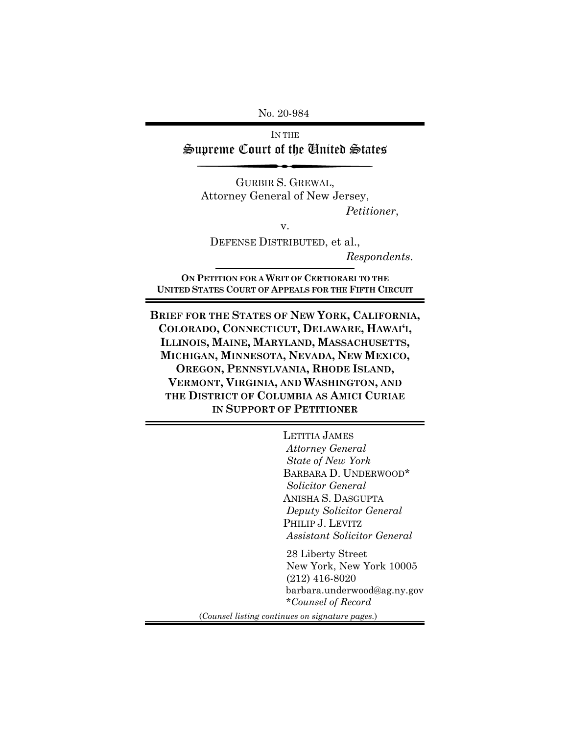No. 20-984

IN THE

# Supreme Court of the United States

GURBIR S. GREWAL,
Attorney General of New Jersey,

*Petitioner*,

v.

DEFENSE DISTRIBUTED, et al.,

*Respondents*.

**ON PETITION FOR A WRIT OF CERTIORARI TO THE UNITED STATES COURT OF APPEALS FOR THE FIFTH CIRCUIT**

**BRIEF FOR THE STATES OF NEW YORK, CALIFORNIA, COLORADO, CONNECTICUT, DELAWARE, HAWAI'I, ILLINOIS, MAINE, MARYLAND, MASSACHUSETTS, MICHIGAN, MINNESOTA, NEVADA, NEW MEXICO, OREGON, PENNSYLVANIA, RHODE ISLAND, VERMONT, VIRGINIA, AND WASHINGTON, AND THE DISTRICT OF COLUMBIA AS AMICI CURIAE IN SUPPORT OF PETITIONER**

LETITIA JAMES
*Attorney General*
*State of New York*
BARBARA D. UNDERWOOD*
*Solicitor General*
ANISHA S. DASGUPTA
*Deputy Solicitor General*
PHILIP J. LEVITZ
*Assistant Solicitor General*

28 Liberty Street
New York, New York 10005
(212) 416-8020
barbara.underwood@ag.ny.gov
**Counsel of Record*

(*Counsel listing continues on signature pages.*)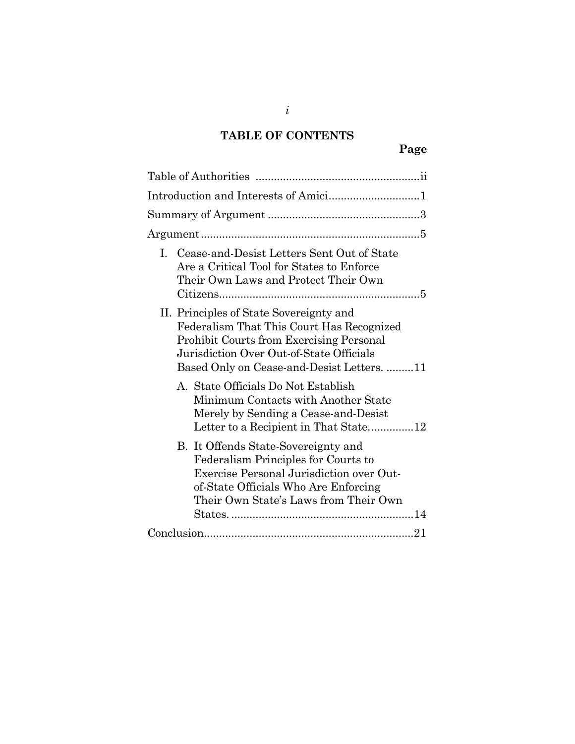## TABLE OF CONTENTS

| | Page |
|---|---|
| Table of Authorities | ii |
| Introduction and Interests of Amici | 1 |
| Summary of Argument | 3 |
| Argument | 5 |
| I. Cease-and-Desist Letters Sent Out of State Are a Critical Tool for States to Enforce Their Own Laws and Protect Their Own Citizens | 5 |
| II. Principles of State Sovereignty and Federalism That This Court Has Recognized Prohibit Courts from Exercising Personal Jurisdiction Over Out-of-State Officials Based Only on Cease-and-Desist Letters. | 11 |
| A. State Officials Do Not Establish Minimum Contacts with Another State Merely by Sending a Cease-and-Desist Letter to a Recipient in That State. | 12 |
| B. It Offends State-Sovereignty and Federalism Principles for Courts to Exercise Personal Jurisdiction over Out-of-State Officials Who Are Enforcing Their Own State's Laws from Their Own States. | 14 |
| Conclusion | 21 |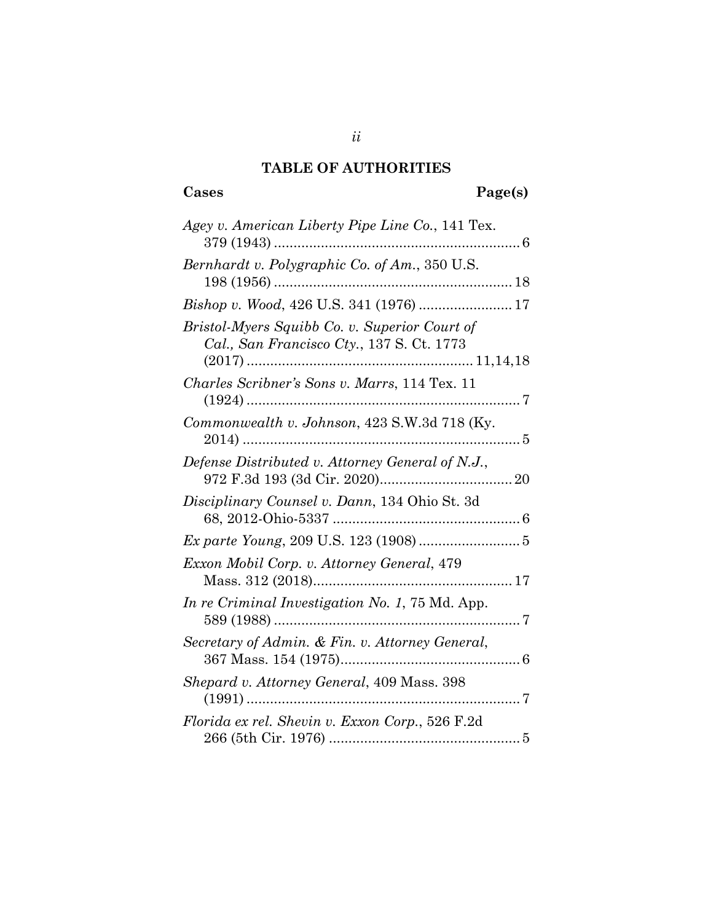## TABLE OF AUTHORITIES

| Cases | Page(s) |
|---|---|
| *Agey v. American Liberty Pipe Line Co.*, 141 Tex. 379 (1943) | 6 |
| *Bernhardt v. Polygraphic Co. of Am.*, 350 U.S. 198 (1956) | 18 |
| *Bishop v. Wood*, 426 U.S. 341 (1976) | 17 |
| *Bristol-Myers Squibb Co. v. Superior Court of Cal., San Francisco Cty.*, 137 S. Ct. 1773 (2017) | 11,14,18 |
| *Charles Scribner's Sons v. Marrs*, 114 Tex. 11 (1924) | 7 |
| *Commonwealth v. Johnson*, 423 S.W.3d 718 (Ky. 2014) | 5 |
| *Defense Distributed v. Attorney General of N.J.*, 972 F.3d 193 (3d Cir. 2020) | 20 |
| *Disciplinary Counsel v. Dann*, 134 Ohio St. 3d 68, 2012-Ohio-5337 | 6 |
| *Ex parte Young*, 209 U.S. 123 (1908) | 5 |
| *Exxon Mobil Corp. v. Attorney General*, 479 Mass. 312 (2018) | 17 |
| *In re Criminal Investigation No. 1*, 75 Md. App. 589 (1988) | 7 |
| *Secretary of Admin. & Fin. v. Attorney General*, 367 Mass. 154 (1975) | 6 |
| *Shepard v. Attorney General*, 409 Mass. 398 (1991) | 7 |
| *Florida ex rel. Shevin v. Exxon Corp.*, 526 F.2d 266 (5th Cir. 1976) | 5 |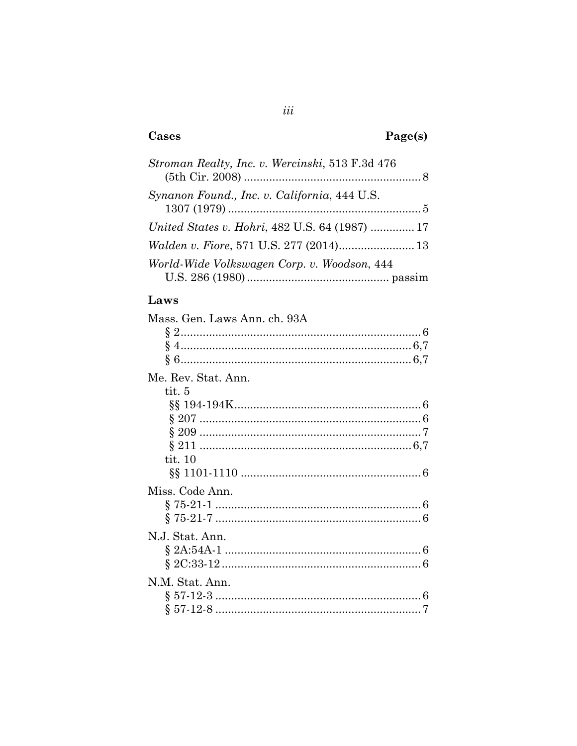**Cases** **Page(s)**

*Stroman Realty, Inc. v. Wercinski*, 513 F.3d 476 (5th Cir. 2008) ........................................................ 8

*Synanon Found., Inc. v. California*, 444 U.S. 1307 (1979) ............................................................. 5

*United States v. Hohri*, 482 U.S. 64 (1987) .............. 17

*Walden v. Fiore*, 571 U.S. 277 (2014)........................ 13

*World-Wide Volkswagen Corp. v. Woodson*, 444 U.S. 286 (1980) ............................................ passim

**Laws**

Mass. Gen. Laws Ann. ch. 93A
- § 2............................................................................ 6
- § 4......................................................................... 6,7
- § 6......................................................................... 6,7

Me. Rev. Stat. Ann.
- tit. 5
  - §§ 194-194K.......................................................... 6
  - § 207 ..................................................................... 6
  - § 209 ..................................................................... 7
  - § 211 .................................................................. 6,7
- tit. 10
  - §§ 1101-1110 ......................................................... 6

Miss. Code Ann.
- § 75-21-1 ................................................................. 6
- § 75-21-7 ................................................................. 6

N.J. Stat. Ann.
- § 2A:54A-1 .............................................................. 6
- § 2C:33-12 ............................................................... 6

N.M. Stat. Ann.
- § 57-12-3 ................................................................. 6
- § 57-12-8 ................................................................. 7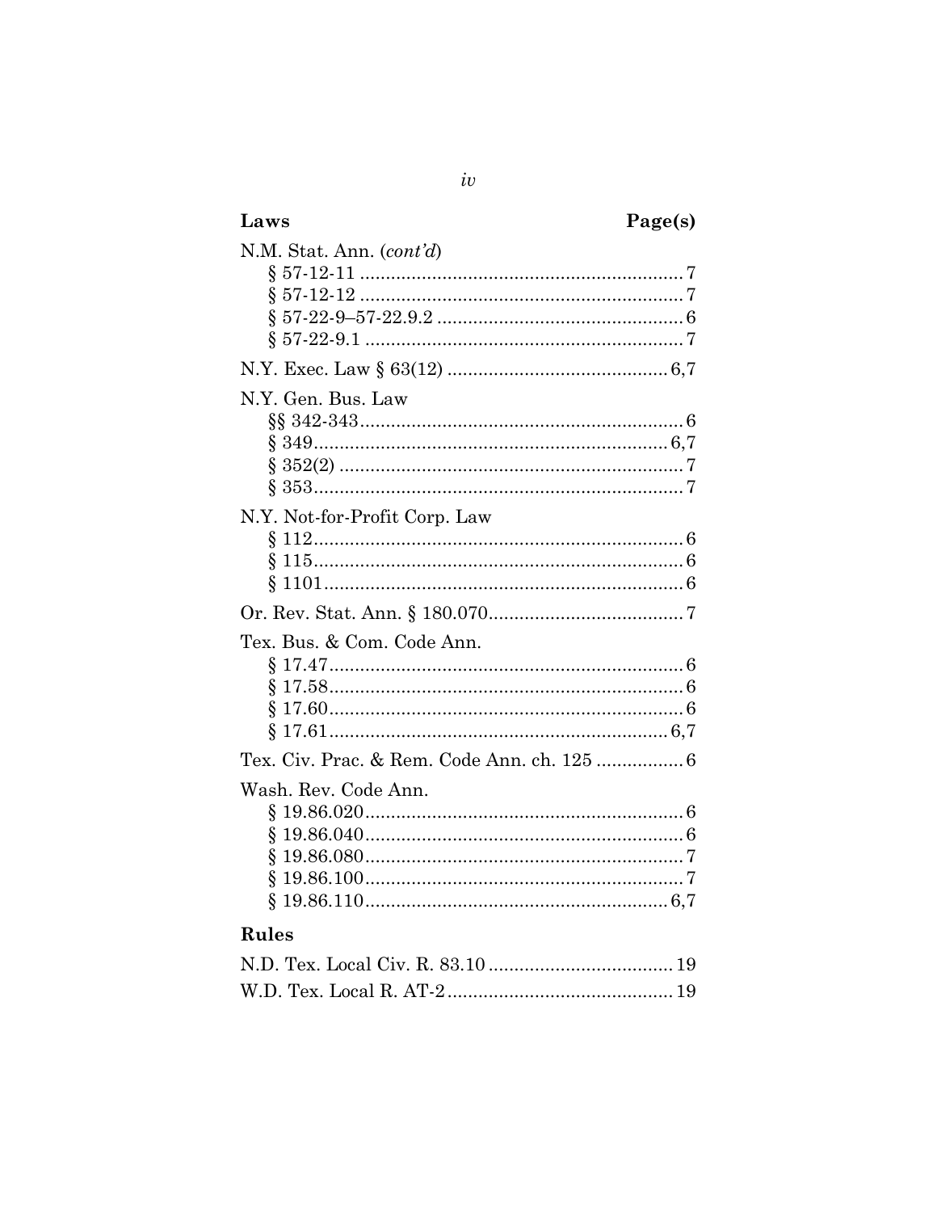| Laws | Page(s) |
|---|---|
| N.M. Stat. Ann. (*cont'd*) | |
| § 57-12-11 | 7 |
| § 57-12-12 | 7 |
| § 57-22-9–57-22.9.2 | 6 |
| § 57-22-9.1 | 7 |
| N.Y. Exec. Law § 63(12) | 6,7 |
| N.Y. Gen. Bus. Law | |
| §§ 342-343 | 6 |
| § 349 | 6,7 |
| § 352(2) | 7 |
| § 353 | 7 |
| N.Y. Not-for-Profit Corp. Law | |
| § 112 | 6 |
| § 115 | 6 |
| § 1101 | 6 |
| Or. Rev. Stat. Ann. § 180.070 | 7 |
| Tex. Bus. & Com. Code Ann. | |
| § 17.47 | 6 |
| § 17.58 | 6 |
| § 17.60 | 6 |
| § 17.61 | 6,7 |
| Tex. Civ. Prac. & Rem. Code Ann. ch. 125 | 6 |
| Wash. Rev. Code Ann. | |
| § 19.86.020 | 6 |
| § 19.86.040 | 6 |
| § 19.86.080 | 7 |
| § 19.86.100 | 7 |
| § 19.86.110 | 6,7 |

**Rules**

| | |
|---|---|
| N.D. Tex. Local Civ. R. 83.10 | 19 |
| W.D. Tex. Local R. AT-2 | 19 |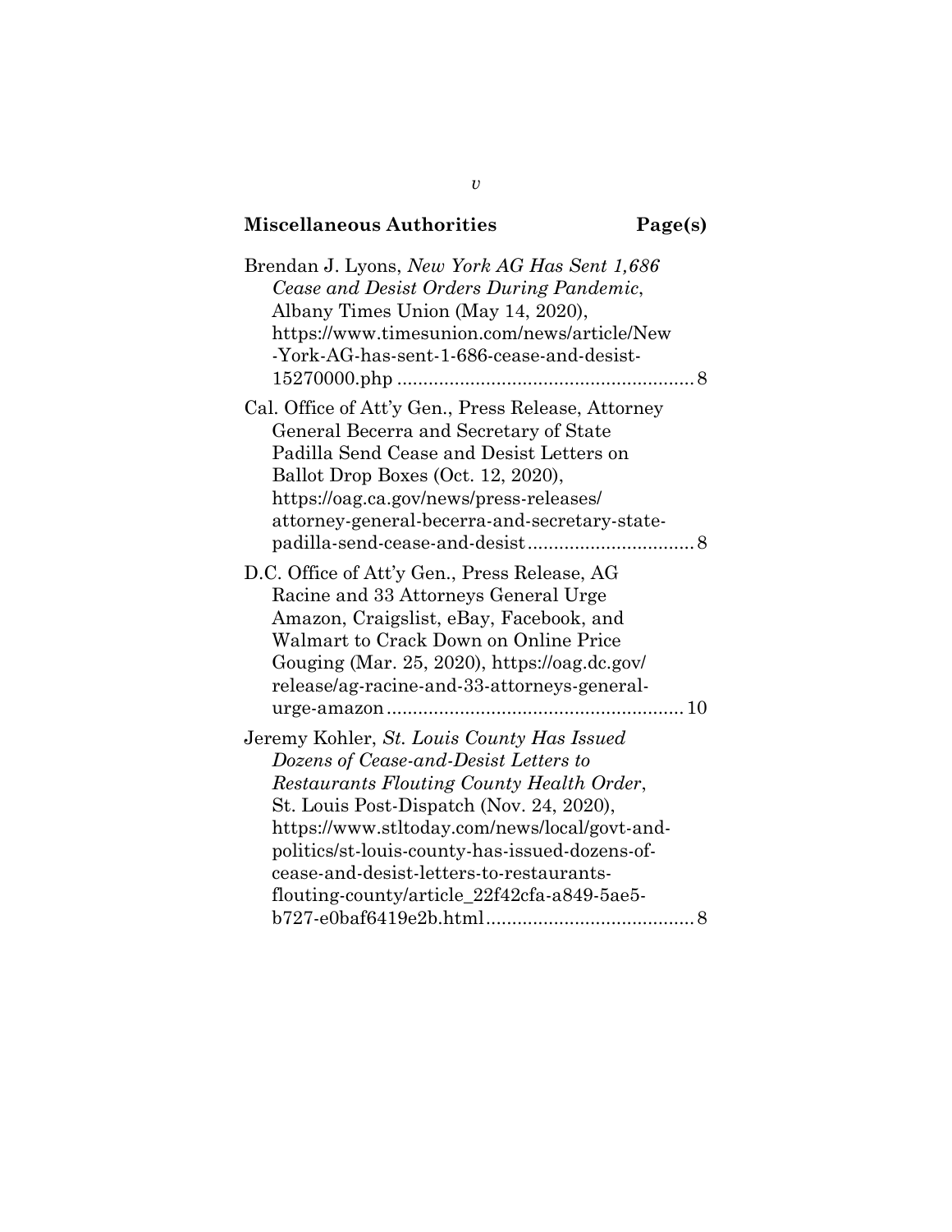## Miscellaneous Authorities — Page(s)

Brendan J. Lyons, *New York AG Has Sent 1,686 Cease and Desist Orders During Pandemic*, Albany Times Union (May 14, 2020), https://www.timesunion.com/news/article/New-York-AG-has-sent-1-686-cease-and-desist-15270000.php ........................................................ 8

Cal. Office of Att'y Gen., Press Release, Attorney General Becerra and Secretary of State Padilla Send Cease and Desist Letters on Ballot Drop Boxes (Oct. 12, 2020), https://oag.ca.gov/news/press-releases/attorney-general-becerra-and-secretary-state-padilla-send-cease-and-desist................................ 8

D.C. Office of Att'y Gen., Press Release, AG Racine and 33 Attorneys General Urge Amazon, Craigslist, eBay, Facebook, and Walmart to Crack Down on Online Price Gouging (Mar. 25, 2020), https://oag.dc.gov/release/ag-racine-and-33-attorneys-general-urge-amazon........................................................ 10

Jeremy Kohler, *St. Louis County Has Issued Dozens of Cease-and-Desist Letters to Restaurants Flouting County Health Order*, St. Louis Post-Dispatch (Nov. 24, 2020), https://www.stltoday.com/news/local/govt-and-politics/st-louis-county-has-issued-dozens-of-cease-and-desist-letters-to-restaurants-flouting-county/article_22f42cfa-a849-5ae5-b727-e0baf6419e2b.html....................................... 8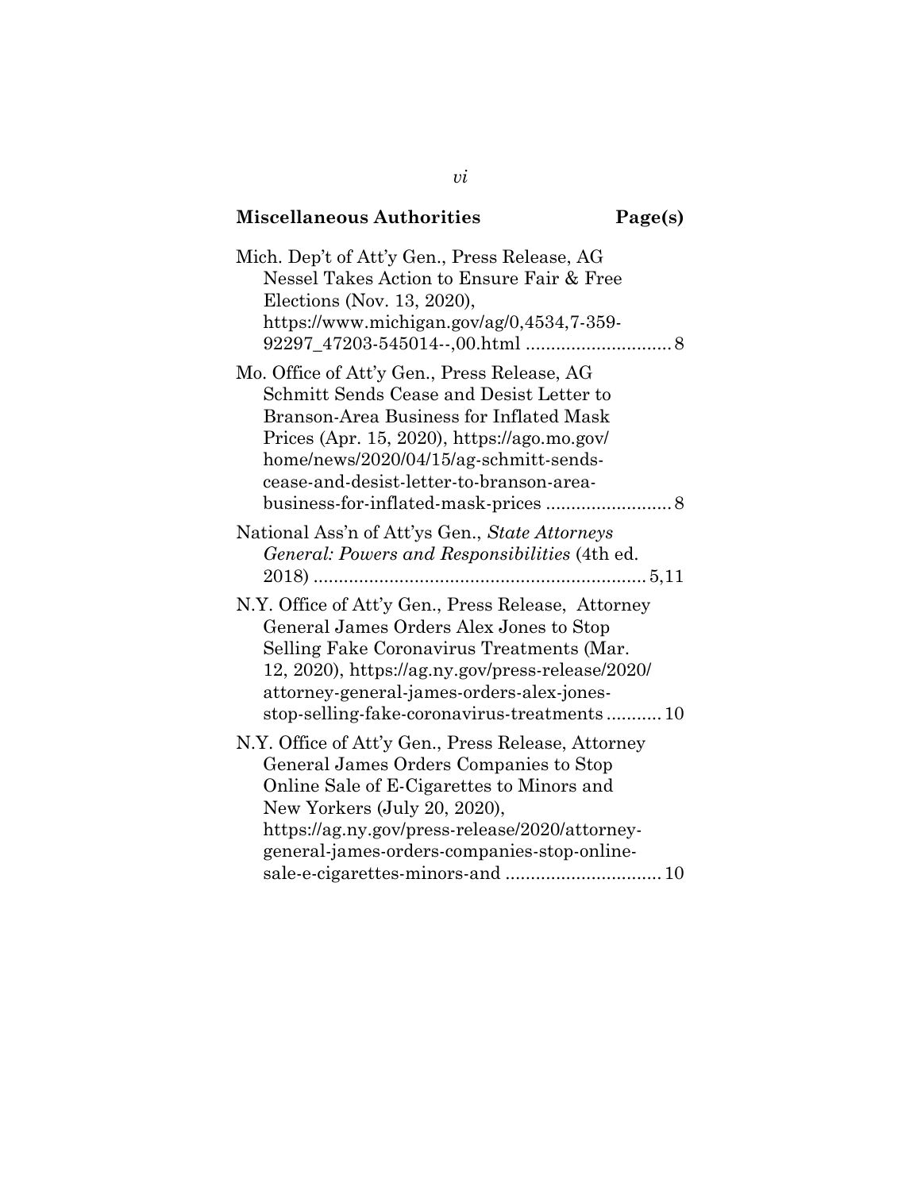**Miscellaneous Authorities** **Page(s)**

Mich. Dep't of Att'y Gen., Press Release, AG Nessel Takes Action to Ensure Fair & Free Elections (Nov. 13, 2020), https://www.michigan.gov/ag/0,4534,7-359-92297_47203-545014--,00.html ............................ 8

Mo. Office of Att'y Gen., Press Release, AG Schmitt Sends Cease and Desist Letter to Branson-Area Business for Inflated Mask Prices (Apr. 15, 2020), https://ago.mo.gov/home/news/2020/04/15/ag-schmitt-sends-cease-and-desist-letter-to-branson-area-business-for-inflated-mask-prices ......................... 8

National Ass'n of Att'ys Gen., *State Attorneys General: Powers and Responsibilities* (4th ed. 2018) ................................................................. 5,11

N.Y. Office of Att'y Gen., Press Release, Attorney General James Orders Alex Jones to Stop Selling Fake Coronavirus Treatments (Mar. 12, 2020), https://ag.ny.gov/press-release/2020/attorney-general-james-orders-alex-jones-stop-selling-fake-coronavirus-treatments ........... 10

N.Y. Office of Att'y Gen., Press Release, Attorney General James Orders Companies to Stop Online Sale of E-Cigarettes to Minors and New Yorkers (July 20, 2020), https://ag.ny.gov/press-release/2020/attorney-general-james-orders-companies-stop-online-sale-e-cigarettes-minors-and ............................... 10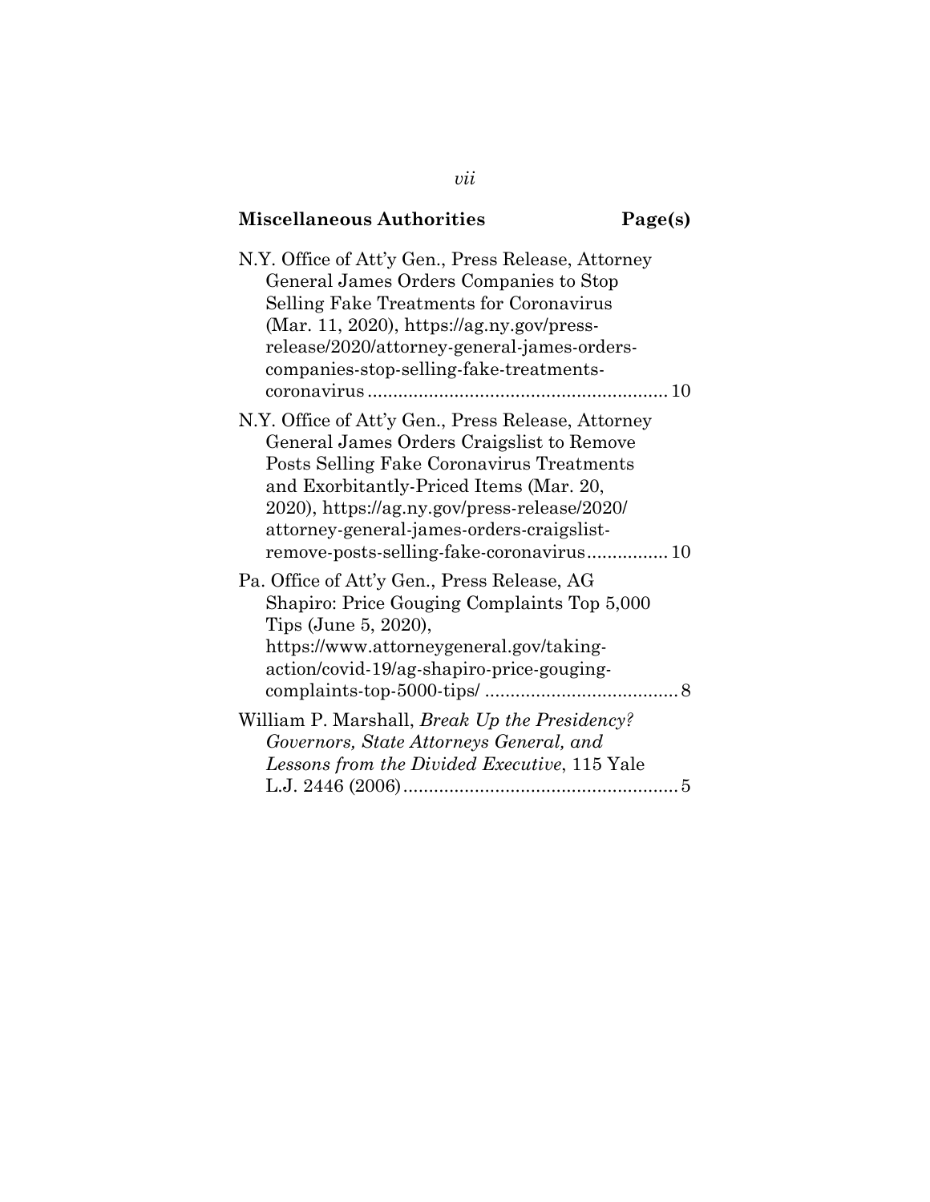**Miscellaneous Authorities** **Page(s)**

N.Y. Office of Att'y Gen., Press Release, Attorney General James Orders Companies to Stop Selling Fake Treatments for Coronavirus (Mar. 11, 2020), https://ag.ny.gov/press-release/2020/attorney-general-james-orders-companies-stop-selling-fake-treatments-coronavirus .......................................................... 10

N.Y. Office of Att'y Gen., Press Release, Attorney General James Orders Craigslist to Remove Posts Selling Fake Coronavirus Treatments and Exorbitantly-Priced Items (Mar. 20, 2020), https://ag.ny.gov/press-release/2020/attorney-general-james-orders-craigslist-remove-posts-selling-fake-coronavirus................ 10

Pa. Office of Att'y Gen., Press Release, AG Shapiro: Price Gouging Complaints Top 5,000 Tips (June 5, 2020), https://www.attorneygeneral.gov/taking-action/covid-19/ag-shapiro-price-gouging-complaints-top-5000-tips/ ..................................... 8

William P. Marshall, *Break Up the Presidency? Governors, State Attorneys General, and Lessons from the Divided Executive*, 115 Yale L.J. 2446 (2006)..................................................... 5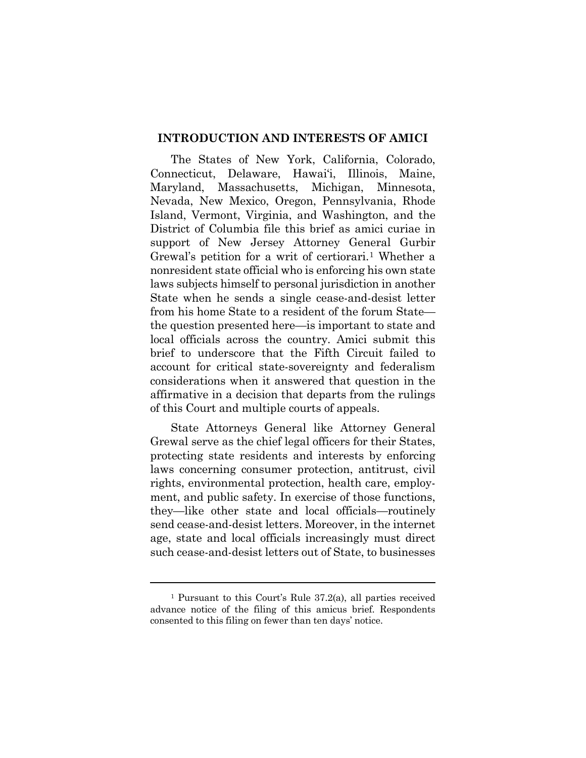## INTRODUCTION AND INTERESTS OF AMICI

The States of New York, California, Colorado, Connecticut, Delaware, Hawai'i, Illinois, Maine, Maryland, Massachusetts, Michigan, Minnesota, Nevada, New Mexico, Oregon, Pennsylvania, Rhode Island, Vermont, Virginia, and Washington, and the District of Columbia file this brief as amici curiae in support of New Jersey Attorney General Gurbir Grewal's petition for a writ of certiorari.[1] Whether a nonresident state official who is enforcing his own state laws subjects himself to personal jurisdiction in another State when he sends a single cease-and-desist letter from his home State to a resident of the forum State—the question presented here—is important to state and local officials across the country. Amici submit this brief to underscore that the Fifth Circuit failed to account for critical state-sovereignty and federalism considerations when it answered that question in the affirmative in a decision that departs from the rulings of this Court and multiple courts of appeals.

State Attorneys General like Attorney General Grewal serve as the chief legal officers for their States, protecting state residents and interests by enforcing laws concerning consumer protection, antitrust, civil rights, environmental protection, health care, employment, and public safety. In exercise of those functions, they—like other state and local officials—routinely send cease-and-desist letters. Moreover, in the internet age, state and local officials increasingly must direct such cease-and-desist letters out of State, to businesses

---

[1] Pursuant to this Court's Rule 37.2(a), all parties received advance notice of the filing of this amicus brief. Respondents consented to this filing on fewer than ten days' notice.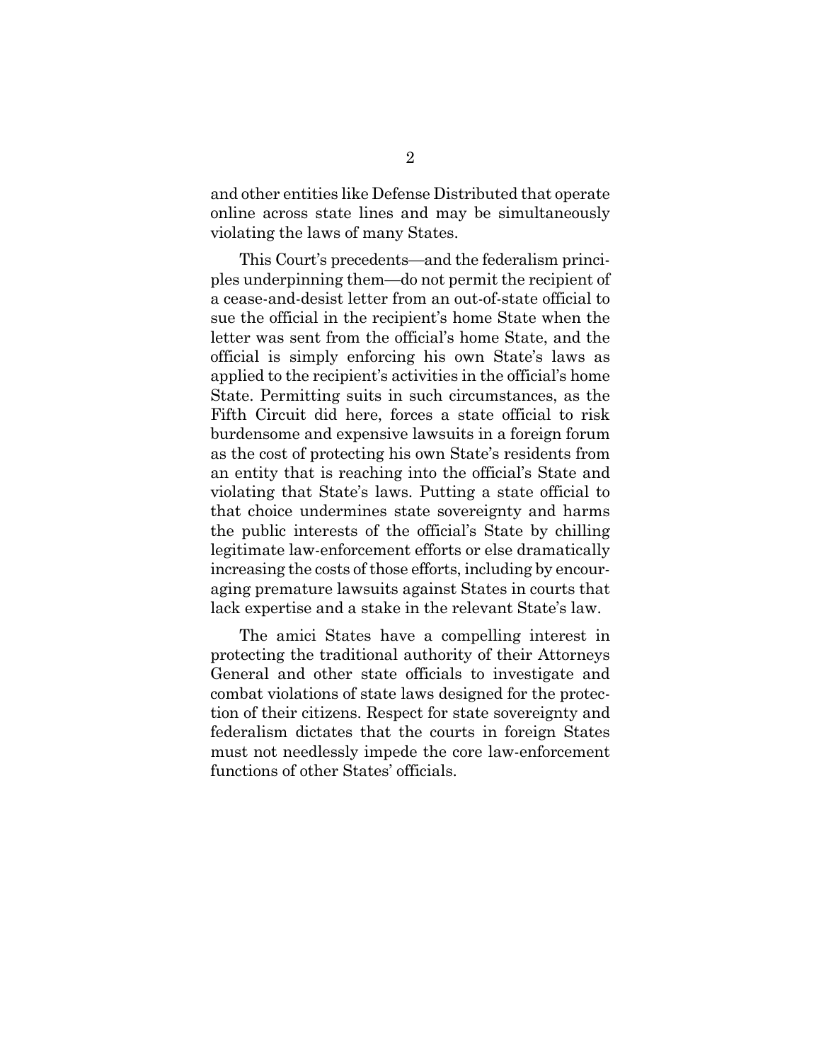and other entities like Defense Distributed that operate online across state lines and may be simultaneously violating the laws of many States.

This Court's precedents—and the federalism principles underpinning them—do not permit the recipient of a cease-and-desist letter from an out-of-state official to sue the official in the recipient's home State when the letter was sent from the official's home State, and the official is simply enforcing his own State's laws as applied to the recipient's activities in the official's home State. Permitting suits in such circumstances, as the Fifth Circuit did here, forces a state official to risk burdensome and expensive lawsuits in a foreign forum as the cost of protecting his own State's residents from an entity that is reaching into the official's State and violating that State's laws. Putting a state official to that choice undermines state sovereignty and harms the public interests of the official's State by chilling legitimate law-enforcement efforts or else dramatically increasing the costs of those efforts, including by encouraging premature lawsuits against States in courts that lack expertise and a stake in the relevant State's law.

The amici States have a compelling interest in protecting the traditional authority of their Attorneys General and other state officials to investigate and combat violations of state laws designed for the protection of their citizens. Respect for state sovereignty and federalism dictates that the courts in foreign States must not needlessly impede the core law-enforcement functions of other States' officials.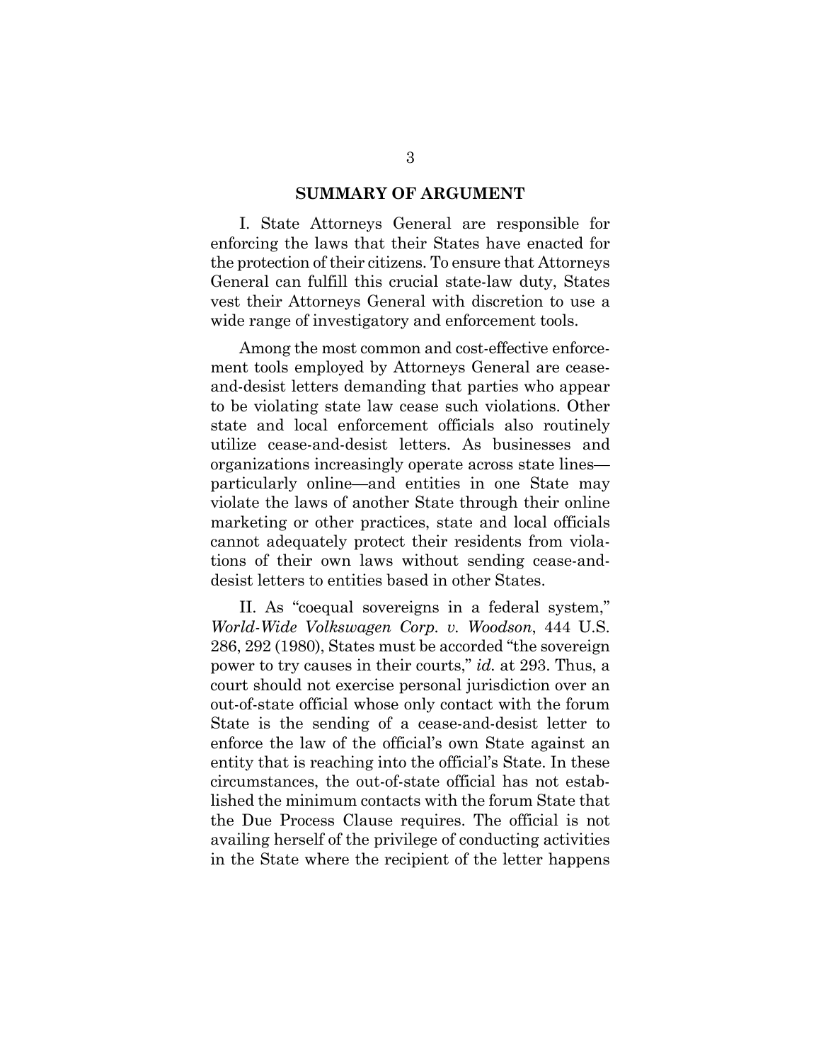## SUMMARY OF ARGUMENT

I. State Attorneys General are responsible for enforcing the laws that their States have enacted for the protection of their citizens. To ensure that Attorneys General can fulfill this crucial state-law duty, States vest their Attorneys General with discretion to use a wide range of investigatory and enforcement tools.

Among the most common and cost-effective enforcement tools employed by Attorneys General are cease-and-desist letters demanding that parties who appear to be violating state law cease such violations. Other state and local enforcement officials also routinely utilize cease-and-desist letters. As businesses and organizations increasingly operate across state lines—particularly online—and entities in one State may violate the laws of another State through their online marketing or other practices, state and local officials cannot adequately protect their residents from violations of their own laws without sending cease-and-desist letters to entities based in other States.

II. As "coequal sovereigns in a federal system," *World-Wide Volkswagen Corp. v. Woodson*, 444 U.S. 286, 292 (1980), States must be accorded "the sovereign power to try causes in their courts," *id.* at 293. Thus, a court should not exercise personal jurisdiction over an out-of-state official whose only contact with the forum State is the sending of a cease-and-desist letter to enforce the law of the official's own State against an entity that is reaching into the official's State. In these circumstances, the out-of-state official has not established the minimum contacts with the forum State that the Due Process Clause requires. The official is not availing herself of the privilege of conducting activities in the State where the recipient of the letter happens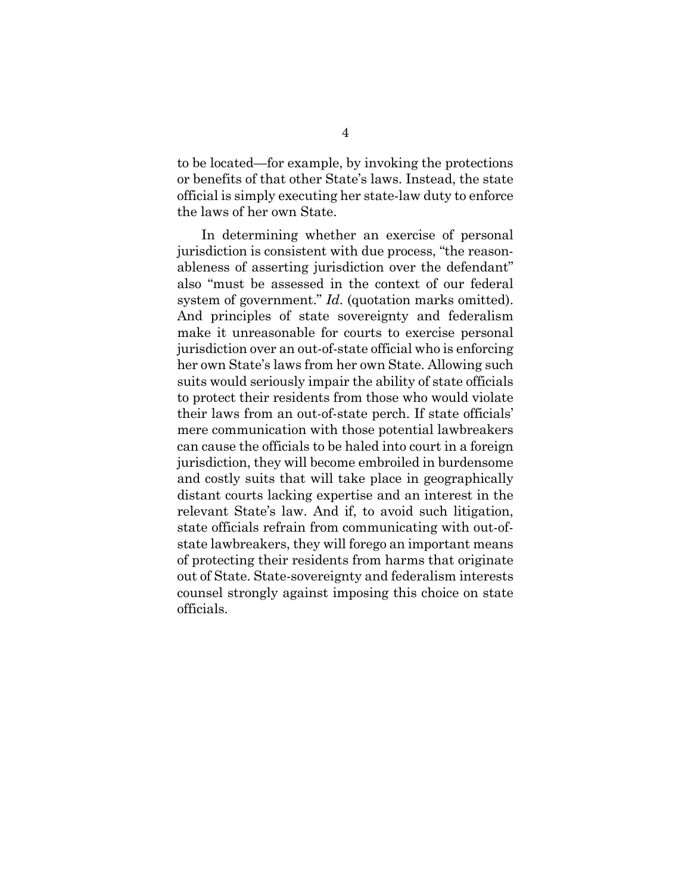to be located—for example, by invoking the protections or benefits of that other State's laws. Instead, the state official is simply executing her state-law duty to enforce the laws of her own State.

In determining whether an exercise of personal jurisdiction is consistent with due process, "the reasonableness of asserting jurisdiction over the defendant" also "must be assessed in the context of our federal system of government." *Id.* (quotation marks omitted). And principles of state sovereignty and federalism make it unreasonable for courts to exercise personal jurisdiction over an out-of-state official who is enforcing her own State's laws from her own State. Allowing such suits would seriously impair the ability of state officials to protect their residents from those who would violate their laws from an out-of-state perch. If state officials' mere communication with those potential lawbreakers can cause the officials to be haled into court in a foreign jurisdiction, they will become embroiled in burdensome and costly suits that will take place in geographically distant courts lacking expertise and an interest in the relevant State's law. And if, to avoid such litigation, state officials refrain from communicating with out-of-state lawbreakers, they will forego an important means of protecting their residents from harms that originate out of State. State-sovereignty and federalism interests counsel strongly against imposing this choice on state officials.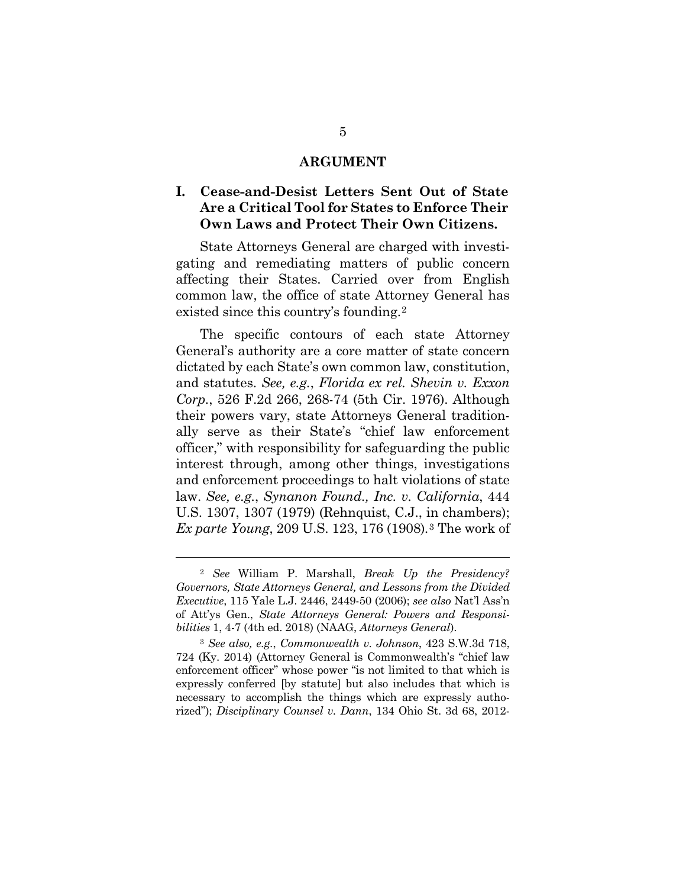# ARGUMENT

## I. Cease-and-Desist Letters Sent Out of State Are a Critical Tool for States to Enforce Their Own Laws and Protect Their Own Citizens.

State Attorneys General are charged with investigating and remediating matters of public concern affecting their States. Carried over from English common law, the office of state Attorney General has existed since this country's founding.[2]

The specific contours of each state Attorney General's authority are a core matter of state concern dictated by each State's own common law, constitution, and statutes. *See, e.g.*, *Florida ex rel. Shevin v. Exxon Corp.*, 526 F.2d 266, 268-74 (5th Cir. 1976). Although their powers vary, state Attorneys General traditionally serve as their State's "chief law enforcement officer," with responsibility for safeguarding the public interest through, among other things, investigations and enforcement proceedings to halt violations of state law. *See, e.g.*, *Synanon Found., Inc. v. California*, 444 U.S. 1307, 1307 (1979) (Rehnquist, C.J., in chambers); *Ex parte Young*, 209 U.S. 123, 176 (1908).[3] The work of

---

[2] *See* William P. Marshall, *Break Up the Presidency? Governors, State Attorneys General, and Lessons from the Divided Executive*, 115 Yale L.J. 2446, 2449-50 (2006); *see also* Nat'l Ass'n of Att'ys Gen., *State Attorneys General: Powers and Responsibilities* 1, 4-7 (4th ed. 2018) (NAAG, *Attorneys General*).

[3] *See also, e.g.*, *Commonwealth v. Johnson*, 423 S.W.3d 718, 724 (Ky. 2014) (Attorney General is Commonwealth's "chief law enforcement officer" whose power "is not limited to that which is expressly conferred [by statute] but also includes that which is necessary to accomplish the things which are expressly authorized"); *Disciplinary Counsel v. Dann*, 134 Ohio St. 3d 68, 2012-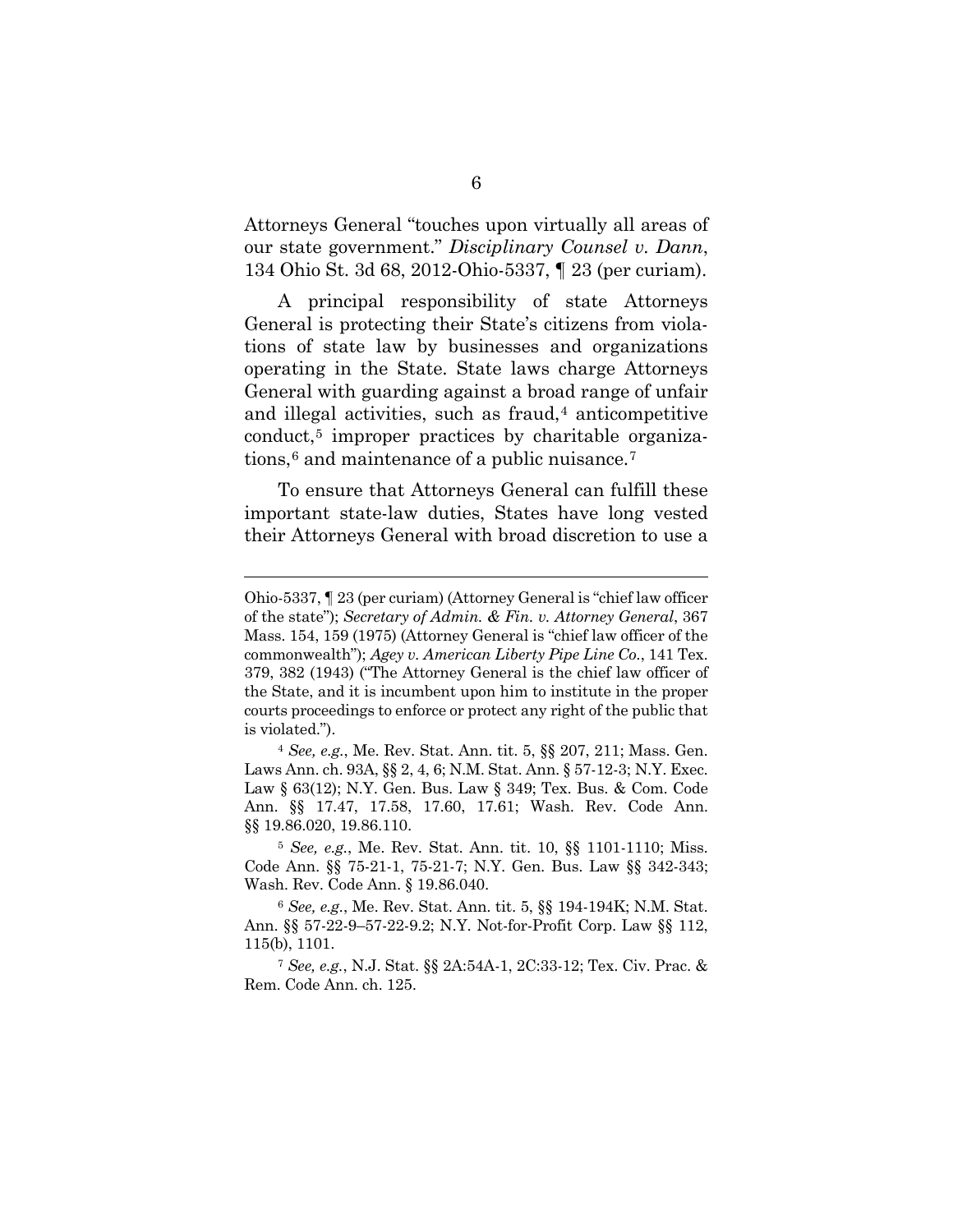Attorneys General "touches upon virtually all areas of our state government." *Disciplinary Counsel v. Dann*, 134 Ohio St. 3d 68, 2012-Ohio-5337, ¶ 23 (per curiam).

A principal responsibility of state Attorneys General is protecting their State's citizens from violations of state law by businesses and organizations operating in the State. State laws charge Attorneys General with guarding against a broad range of unfair and illegal activities, such as fraud,[4] anticompetitive conduct,[5] improper practices by charitable organizations,[6] and maintenance of a public nuisance.[7]

To ensure that Attorneys General can fulfill these important state-law duties, States have long vested their Attorneys General with broad discretion to use a

---

Ohio-5337, ¶ 23 (per curiam) (Attorney General is "chief law officer of the state"); *Secretary of Admin. & Fin. v. Attorney General*, 367 Mass. 154, 159 (1975) (Attorney General is "chief law officer of the commonwealth"); *Agey v. American Liberty Pipe Line Co.*, 141 Tex. 379, 382 (1943) ("The Attorney General is the chief law officer of the State, and it is incumbent upon him to institute in the proper courts proceedings to enforce or protect any right of the public that is violated.").

[4] *See, e.g.*, Me. Rev. Stat. Ann. tit. 5, §§ 207, 211; Mass. Gen. Laws Ann. ch. 93A, §§ 2, 4, 6; N.M. Stat. Ann. § 57-12-3; N.Y. Exec. Law § 63(12); N.Y. Gen. Bus. Law § 349; Tex. Bus. & Com. Code Ann. §§ 17.47, 17.58, 17.60, 17.61; Wash. Rev. Code Ann. §§ 19.86.020, 19.86.110.

[5] *See, e.g.*, Me. Rev. Stat. Ann. tit. 10, §§ 1101-1110; Miss. Code Ann. §§ 75-21-1, 75-21-7; N.Y. Gen. Bus. Law §§ 342-343; Wash. Rev. Code Ann. § 19.86.040.

[6] *See, e.g.*, Me. Rev. Stat. Ann. tit. 5, §§ 194-194K; N.M. Stat. Ann. §§ 57-22-9–57-22-9.2; N.Y. Not-for-Profit Corp. Law §§ 112, 115(b), 1101.

[7] *See, e.g.*, N.J. Stat. §§ 2A:54A-1, 2C:33-12; Tex. Civ. Prac. & Rem. Code Ann. ch. 125.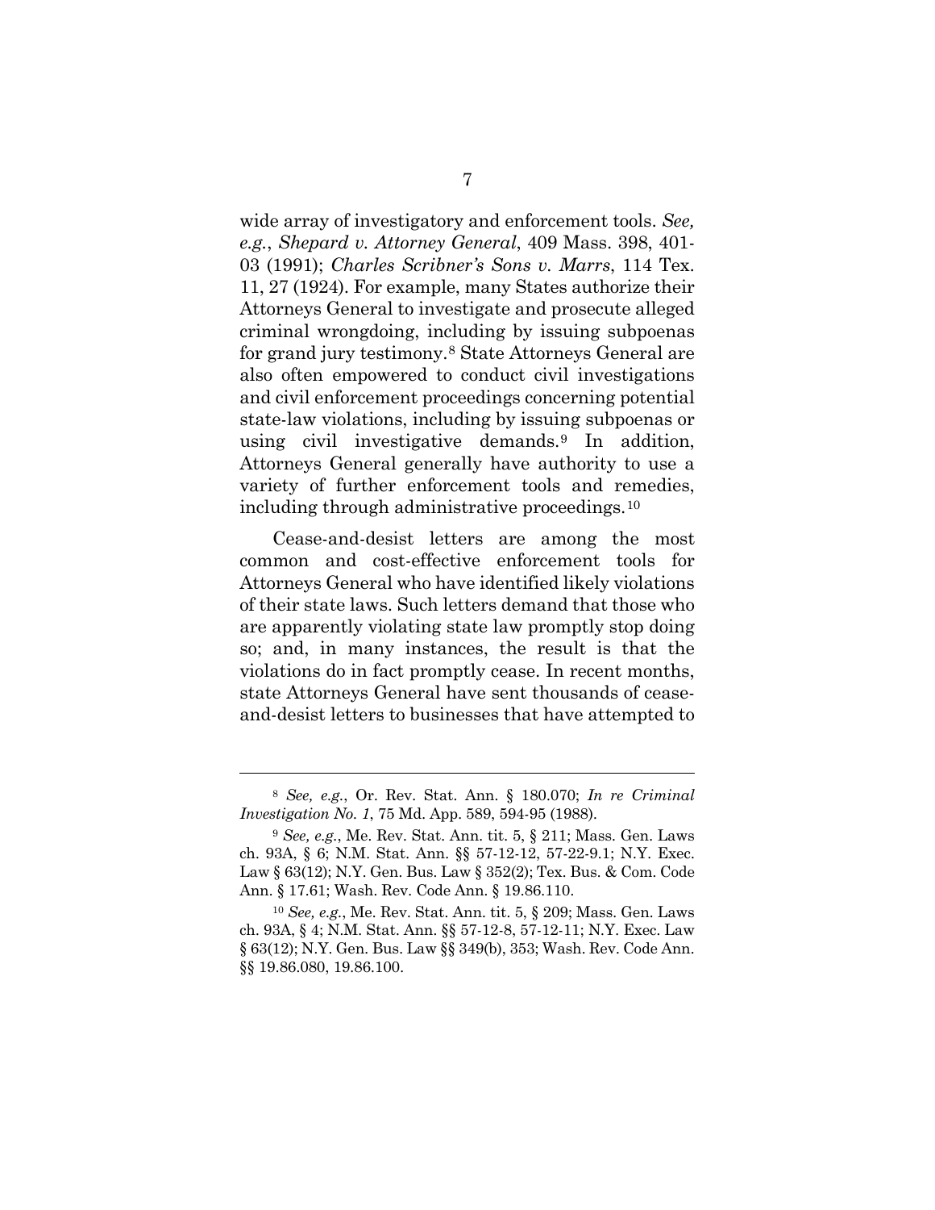wide array of investigatory and enforcement tools. *See, e.g.*, *Shepard v. Attorney General*, 409 Mass. 398, 401-03 (1991); *Charles Scribner's Sons v. Marrs*, 114 Tex. 11, 27 (1924). For example, many States authorize their Attorneys General to investigate and prosecute alleged criminal wrongdoing, including by issuing subpoenas for grand jury testimony.[8] State Attorneys General are also often empowered to conduct civil investigations and civil enforcement proceedings concerning potential state-law violations, including by issuing subpoenas or using civil investigative demands.[9] In addition, Attorneys General generally have authority to use a variety of further enforcement tools and remedies, including through administrative proceedings.[10]

Cease-and-desist letters are among the most common and cost-effective enforcement tools for Attorneys General who have identified likely violations of their state laws. Such letters demand that those who are apparently violating state law promptly stop doing so; and, in many instances, the result is that the violations do in fact promptly cease. In recent months, state Attorneys General have sent thousands of cease-and-desist letters to businesses that have attempted to

---

[8] *See, e.g.*, Or. Rev. Stat. Ann. § 180.070; *In re Criminal Investigation No. 1*, 75 Md. App. 589, 594-95 (1988).

[9] *See, e.g.*, Me. Rev. Stat. Ann. tit. 5, § 211; Mass. Gen. Laws ch. 93A, § 6; N.M. Stat. Ann. §§ 57-12-12, 57-22-9.1; N.Y. Exec. Law § 63(12); N.Y. Gen. Bus. Law § 352(2); Tex. Bus. & Com. Code Ann. § 17.61; Wash. Rev. Code Ann. § 19.86.110.

[10] *See, e.g.*, Me. Rev. Stat. Ann. tit. 5, § 209; Mass. Gen. Laws ch. 93A, § 4; N.M. Stat. Ann. §§ 57-12-8, 57-12-11; N.Y. Exec. Law § 63(12); N.Y. Gen. Bus. Law §§ 349(b), 353; Wash. Rev. Code Ann. §§ 19.86.080, 19.86.100.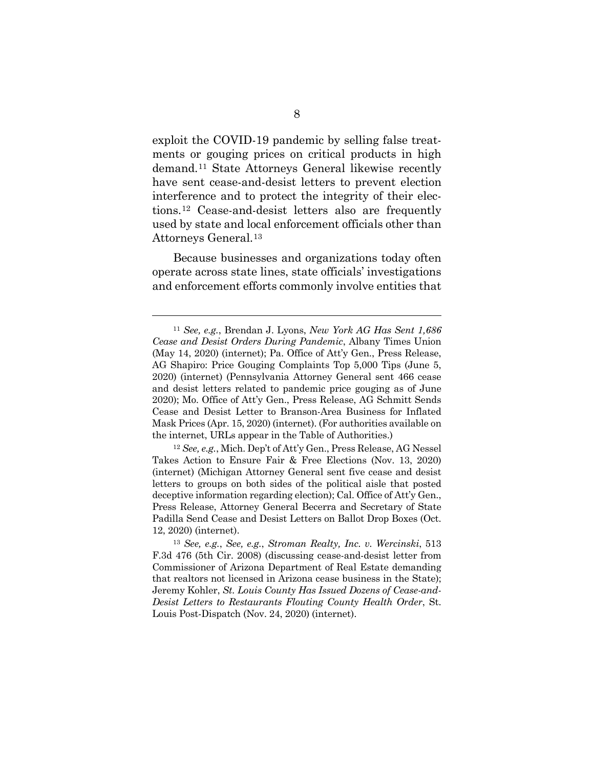exploit the COVID-19 pandemic by selling false treatments or gouging prices on critical products in high demand.[11] State Attorneys General likewise recently have sent cease-and-desist letters to prevent election interference and to protect the integrity of their elections.[12] Cease-and-desist letters also are frequently used by state and local enforcement officials other than Attorneys General.[13]

Because businesses and organizations today often operate across state lines, state officials' investigations and enforcement efforts commonly involve entities that

---

[11] *See, e.g.*, Brendan J. Lyons, *New York AG Has Sent 1,686 Cease and Desist Orders During Pandemic*, Albany Times Union (May 14, 2020) (internet); Pa. Office of Att'y Gen., Press Release, AG Shapiro: Price Gouging Complaints Top 5,000 Tips (June 5, 2020) (internet) (Pennsylvania Attorney General sent 466 cease and desist letters related to pandemic price gouging as of June 2020); Mo. Office of Att'y Gen., Press Release, AG Schmitt Sends Cease and Desist Letter to Branson-Area Business for Inflated Mask Prices (Apr. 15, 2020) (internet). (For authorities available on the internet, URLs appear in the Table of Authorities.)

[12] *See, e.g.*, Mich. Dep't of Att'y Gen., Press Release, AG Nessel Takes Action to Ensure Fair & Free Elections (Nov. 13, 2020) (internet) (Michigan Attorney General sent five cease and desist letters to groups on both sides of the political aisle that posted deceptive information regarding election); Cal. Office of Att'y Gen., Press Release, Attorney General Becerra and Secretary of State Padilla Send Cease and Desist Letters on Ballot Drop Boxes (Oct. 12, 2020) (internet).

[13] *See, e.g.*, *See, e.g.*, *Stroman Realty, Inc. v. Wercinski*, 513 F.3d 476 (5th Cir. 2008) (discussing cease-and-desist letter from Commissioner of Arizona Department of Real Estate demanding that realtors not licensed in Arizona cease business in the State); Jeremy Kohler, *St. Louis County Has Issued Dozens of Cease-and-Desist Letters to Restaurants Flouting County Health Order*, St. Louis Post-Dispatch (Nov. 24, 2020) (internet).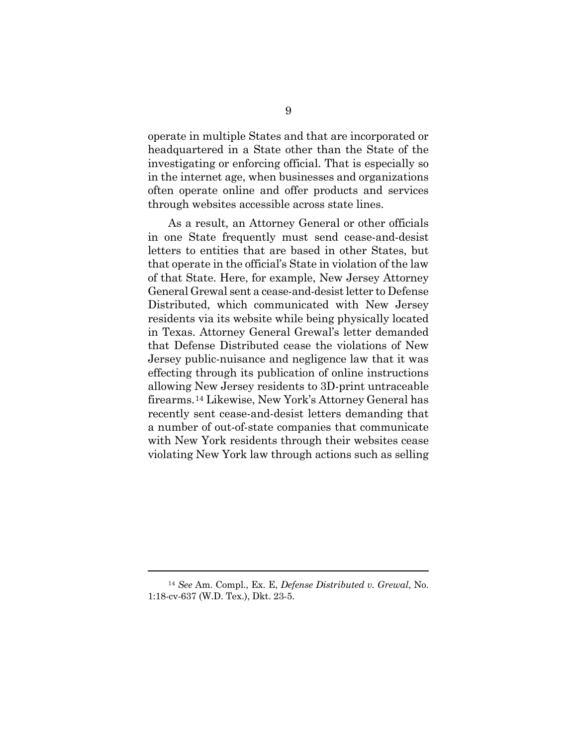operate in multiple States and that are incorporated or headquartered in a State other than the State of the investigating or enforcing official. That is especially so in the internet age, when businesses and organizations often operate online and offer products and services through websites accessible across state lines.

As a result, an Attorney General or other officials in one State frequently must send cease-and-desist letters to entities that are based in other States, but that operate in the official's State in violation of the law of that State. Here, for example, New Jersey Attorney General Grewal sent a cease-and-desist letter to Defense Distributed, which communicated with New Jersey residents via its website while being physically located in Texas. Attorney General Grewal's letter demanded that Defense Distributed cease the violations of New Jersey public-nuisance and negligence law that it was effecting through its publication of online instructions allowing New Jersey residents to 3D-print untraceable firearms.[14] Likewise, New York's Attorney General has recently sent cease-and-desist letters demanding that a number of out-of-state companies that communicate with New York residents through their websites cease violating New York law through actions such as selling

---

[14] *See* Am. Compl., Ex. E, *Defense Distributed v. Grewal*, No. 1:18-cv-637 (W.D. Tex.), Dkt. 23-5.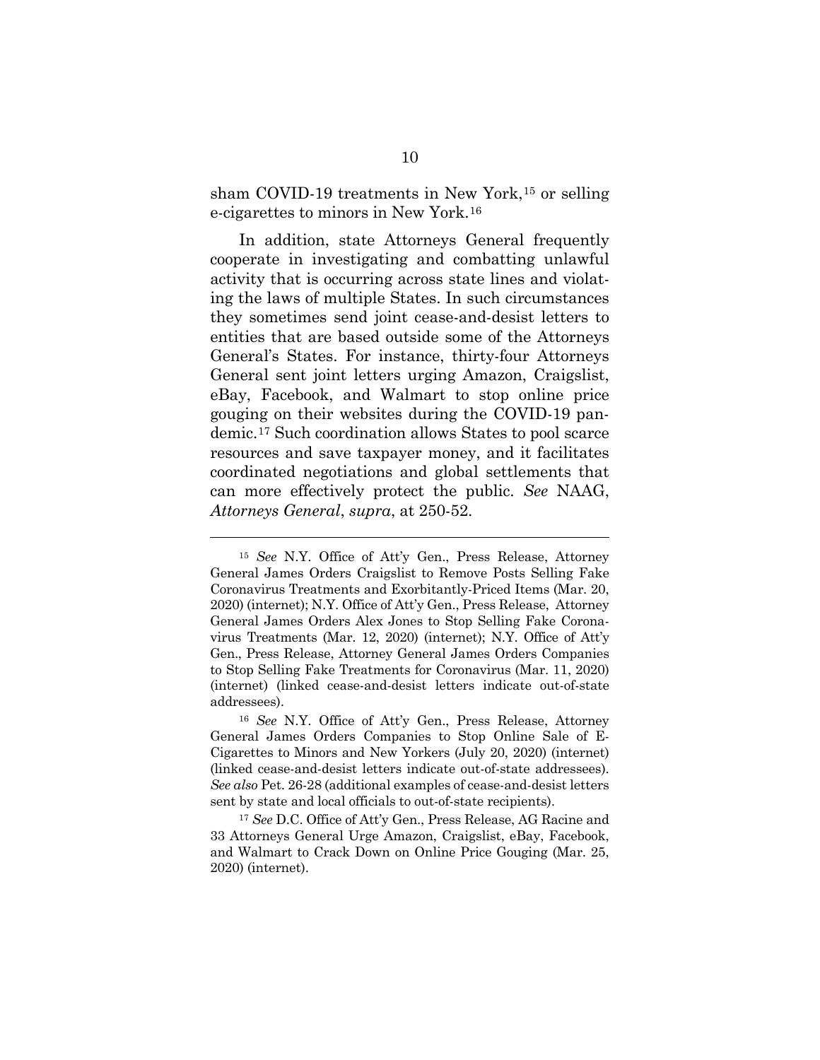sham COVID-19 treatments in New York,[15] or selling e-cigarettes to minors in New York.[16]

In addition, state Attorneys General frequently cooperate in investigating and combatting unlawful activity that is occurring across state lines and violating the laws of multiple States. In such circumstances they sometimes send joint cease-and-desist letters to entities that are based outside some of the Attorneys General's States. For instance, thirty-four Attorneys General sent joint letters urging Amazon, Craigslist, eBay, Facebook, and Walmart to stop online price gouging on their websites during the COVID-19 pandemic.[17] Such coordination allows States to pool scarce resources and save taxpayer money, and it facilitates coordinated negotiations and global settlements that can more effectively protect the public. *See* NAAG, *Attorneys General*, *supra*, at 250-52.

---

[15] *See* N.Y. Office of Att'y Gen., Press Release, Attorney General James Orders Craigslist to Remove Posts Selling Fake Coronavirus Treatments and Exorbitantly-Priced Items (Mar. 20, 2020) (internet); N.Y. Office of Att'y Gen., Press Release, Attorney General James Orders Alex Jones to Stop Selling Fake Coronavirus Treatments (Mar. 12, 2020) (internet); N.Y. Office of Att'y Gen., Press Release, Attorney General James Orders Companies to Stop Selling Fake Treatments for Coronavirus (Mar. 11, 2020) (internet) (linked cease-and-desist letters indicate out-of-state addressees).

[16] *See* N.Y. Office of Att'y Gen., Press Release, Attorney General James Orders Companies to Stop Online Sale of E-Cigarettes to Minors and New Yorkers (July 20, 2020) (internet) (linked cease-and-desist letters indicate out-of-state addressees). *See also* Pet. 26-28 (additional examples of cease-and-desist letters sent by state and local officials to out-of-state recipients).

[17] *See* D.C. Office of Att'y Gen., Press Release, AG Racine and 33 Attorneys General Urge Amazon, Craigslist, eBay, Facebook, and Walmart to Crack Down on Online Price Gouging (Mar. 25, 2020) (internet).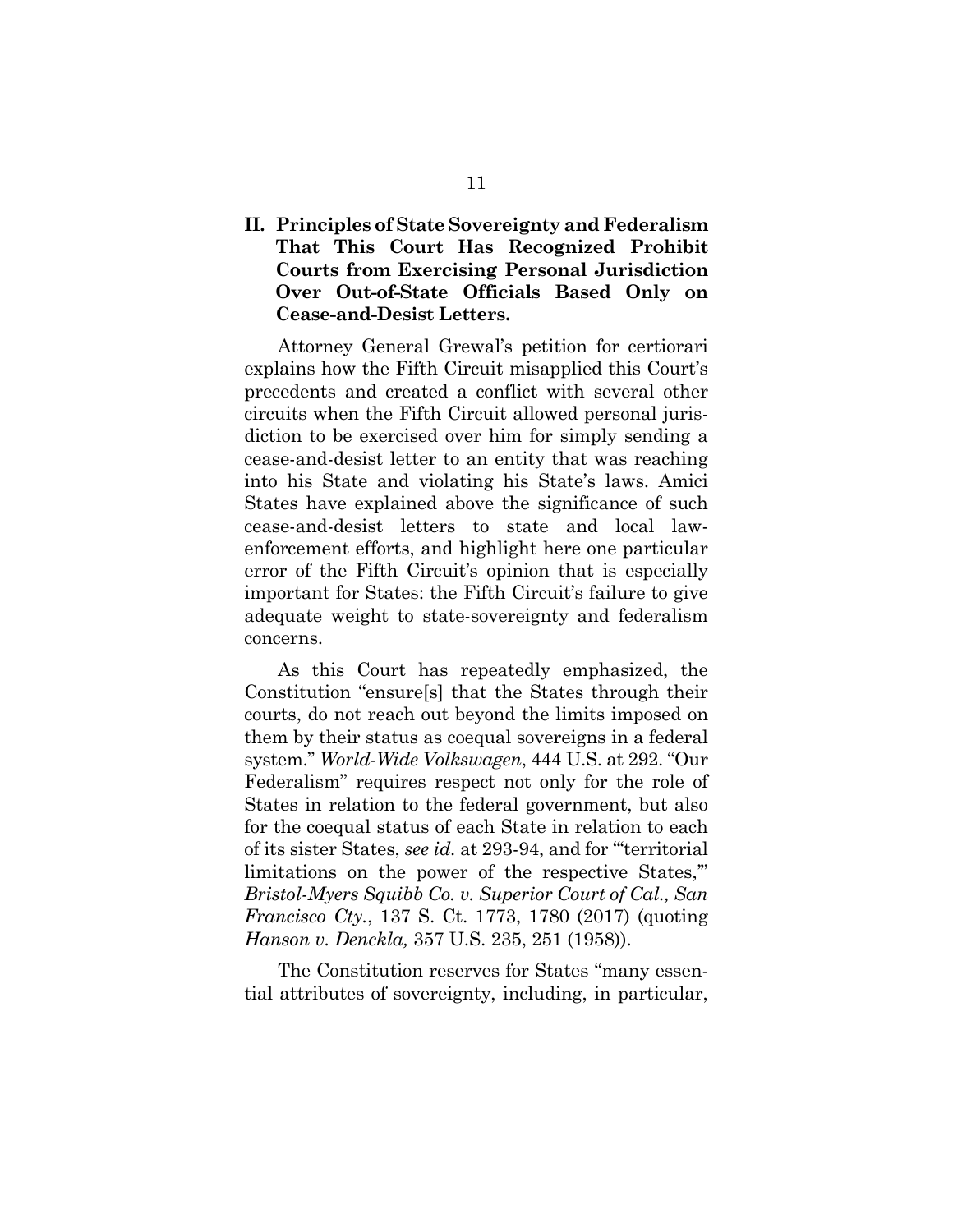## II. Principles of State Sovereignty and Federalism That This Court Has Recognized Prohibit Courts from Exercising Personal Jurisdiction Over Out-of-State Officials Based Only on Cease-and-Desist Letters.

Attorney General Grewal's petition for certiorari explains how the Fifth Circuit misapplied this Court's precedents and created a conflict with several other circuits when the Fifth Circuit allowed personal jurisdiction to be exercised over him for simply sending a cease-and-desist letter to an entity that was reaching into his State and violating his State's laws. Amici States have explained above the significance of such cease-and-desist letters to state and local law-enforcement efforts, and highlight here one particular error of the Fifth Circuit's opinion that is especially important for States: the Fifth Circuit's failure to give adequate weight to state-sovereignty and federalism concerns.

As this Court has repeatedly emphasized, the Constitution "ensure[s] that the States through their courts, do not reach out beyond the limits imposed on them by their status as coequal sovereigns in a federal system." *World-Wide Volkswagen*, 444 U.S. at 292. "Our Federalism" requires respect not only for the role of States in relation to the federal government, but also for the coequal status of each State in relation to each of its sister States, *see id.* at 293-94, and for "'territorial limitations on the power of the respective States,'" *Bristol-Myers Squibb Co. v. Superior Court of Cal., San Francisco Cty.*, 137 S. Ct. 1773, 1780 (2017) (quoting *Hanson v. Denckla,* 357 U.S. 235, 251 (1958)).

The Constitution reserves for States "many essential attributes of sovereignty, including, in particular,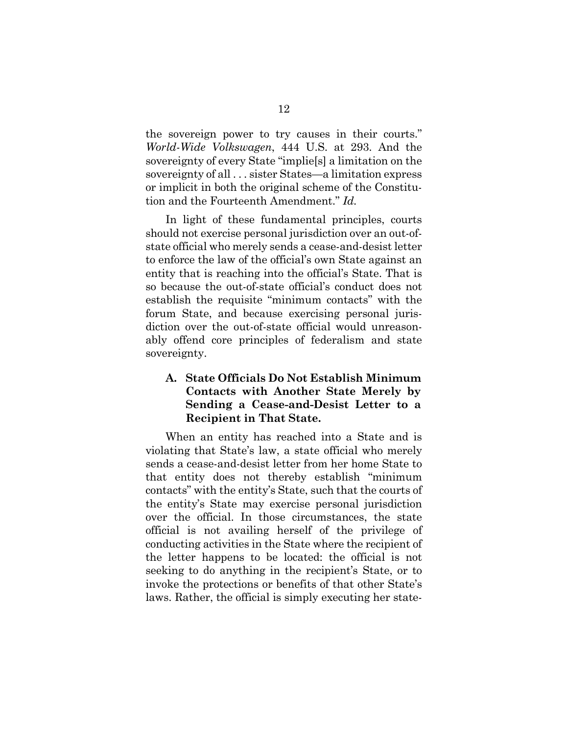the sovereign power to try causes in their courts." *World-Wide Volkswagen*, 444 U.S. at 293. And the sovereignty of every State "implie[s] a limitation on the sovereignty of all . . . sister States—a limitation express or implicit in both the original scheme of the Constitution and the Fourteenth Amendment." *Id.*

In light of these fundamental principles, courts should not exercise personal jurisdiction over an out-of-state official who merely sends a cease-and-desist letter to enforce the law of the official's own State against an entity that is reaching into the official's State. That is so because the out-of-state official's conduct does not establish the requisite "minimum contacts" with the forum State, and because exercising personal jurisdiction over the out-of-state official would unreasonably offend core principles of federalism and state sovereignty.

### A. State Officials Do Not Establish Minimum Contacts with Another State Merely by Sending a Cease-and-Desist Letter to a Recipient in That State.

When an entity has reached into a State and is violating that State's law, a state official who merely sends a cease-and-desist letter from her home State to that entity does not thereby establish "minimum contacts" with the entity's State, such that the courts of the entity's State may exercise personal jurisdiction over the official. In those circumstances, the state official is not availing herself of the privilege of conducting activities in the State where the recipient of the letter happens to be located: the official is not seeking to do anything in the recipient's State, or to invoke the protections or benefits of that other State's laws. Rather, the official is simply executing her state-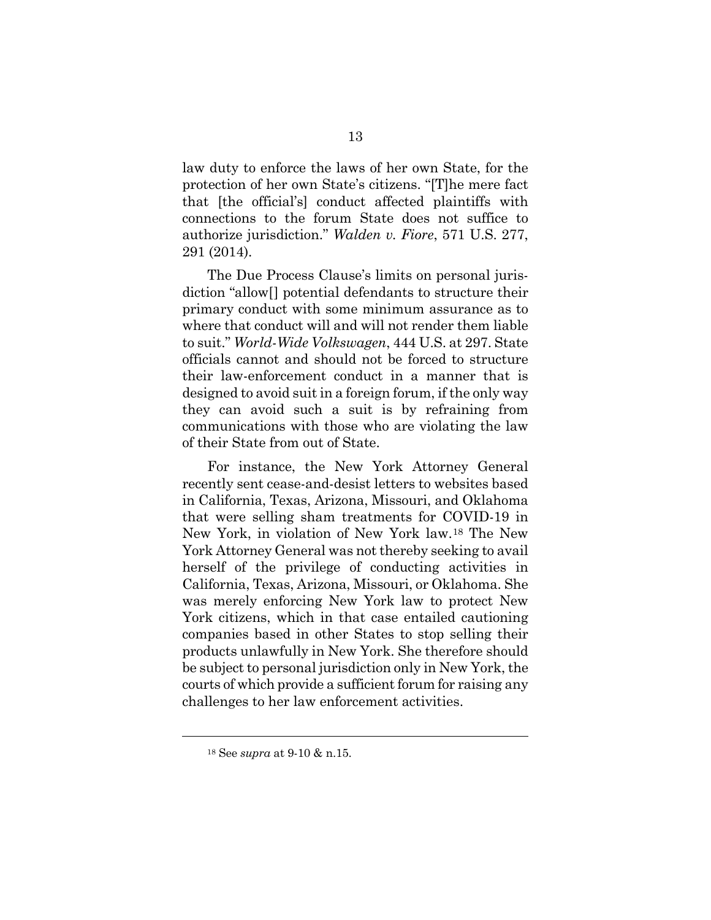law duty to enforce the laws of her own State, for the protection of her own State's citizens. "[T]he mere fact that [the official's] conduct affected plaintiffs with connections to the forum State does not suffice to authorize jurisdiction." *Walden v. Fiore*, 571 U.S. 277, 291 (2014).

The Due Process Clause's limits on personal jurisdiction "allow[] potential defendants to structure their primary conduct with some minimum assurance as to where that conduct will and will not render them liable to suit." *World-Wide Volkswagen*, 444 U.S. at 297. State officials cannot and should not be forced to structure their law-enforcement conduct in a manner that is designed to avoid suit in a foreign forum, if the only way they can avoid such a suit is by refraining from communications with those who are violating the law of their State from out of State.

For instance, the New York Attorney General recently sent cease-and-desist letters to websites based in California, Texas, Arizona, Missouri, and Oklahoma that were selling sham treatments for COVID-19 in New York, in violation of New York law.[18] The New York Attorney General was not thereby seeking to avail herself of the privilege of conducting activities in California, Texas, Arizona, Missouri, or Oklahoma. She was merely enforcing New York law to protect New York citizens, which in that case entailed cautioning companies based in other States to stop selling their products unlawfully in New York. She therefore should be subject to personal jurisdiction only in New York, the courts of which provide a sufficient forum for raising any challenges to her law enforcement activities.

---

[18] See *supra* at 9-10 & n.15.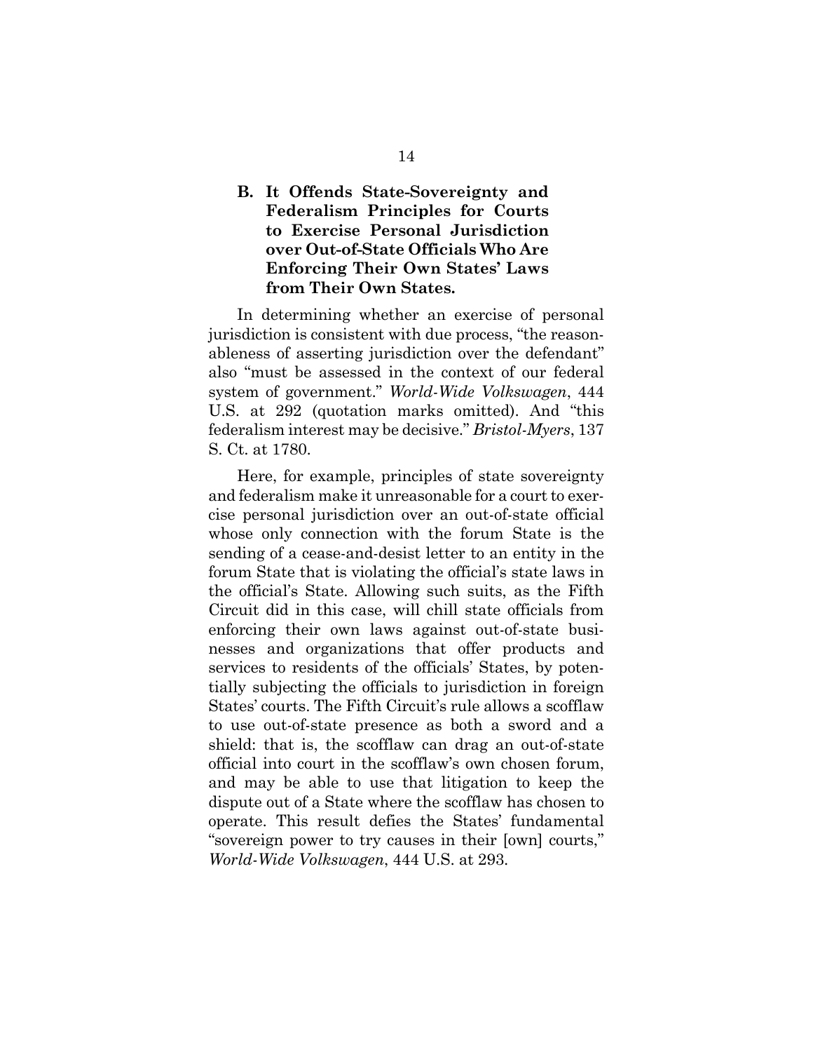### B. It Offends State-Sovereignty and Federalism Principles for Courts to Exercise Personal Jurisdiction over Out-of-State Officials Who Are Enforcing Their Own States' Laws from Their Own States.

In determining whether an exercise of personal jurisdiction is consistent with due process, "the reasonableness of asserting jurisdiction over the defendant" also "must be assessed in the context of our federal system of government." *World-Wide Volkswagen*, 444 U.S. at 292 (quotation marks omitted). And "this federalism interest may be decisive." *Bristol-Myers*, 137 S. Ct. at 1780.

Here, for example, principles of state sovereignty and federalism make it unreasonable for a court to exercise personal jurisdiction over an out-of-state official whose only connection with the forum State is the sending of a cease-and-desist letter to an entity in the forum State that is violating the official's state laws in the official's State. Allowing such suits, as the Fifth Circuit did in this case, will chill state officials from enforcing their own laws against out-of-state businesses and organizations that offer products and services to residents of the officials' States, by potentially subjecting the officials to jurisdiction in foreign States' courts. The Fifth Circuit's rule allows a scofflaw to use out-of-state presence as both a sword and a shield: that is, the scofflaw can drag an out-of-state official into court in the scofflaw's own chosen forum, and may be able to use that litigation to keep the dispute out of a State where the scofflaw has chosen to operate. This result defies the States' fundamental "sovereign power to try causes in their [own] courts," *World-Wide Volkswagen*, 444 U.S. at 293.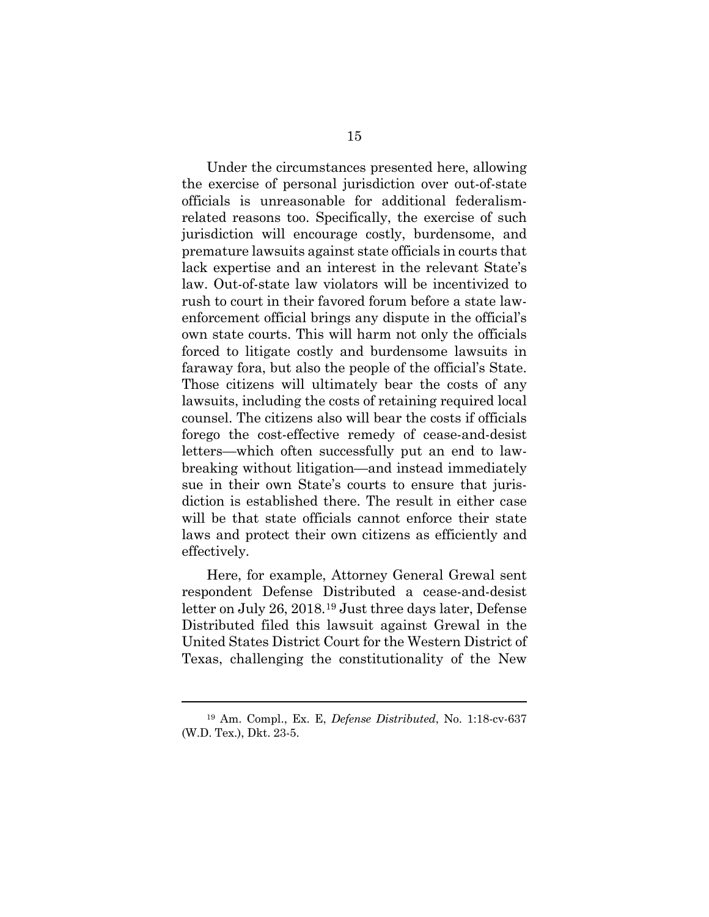Under the circumstances presented here, allowing the exercise of personal jurisdiction over out-of-state officials is unreasonable for additional federalism-related reasons too. Specifically, the exercise of such jurisdiction will encourage costly, burdensome, and premature lawsuits against state officials in courts that lack expertise and an interest in the relevant State's law. Out-of-state law violators will be incentivized to rush to court in their favored forum before a state law-enforcement official brings any dispute in the official's own state courts. This will harm not only the officials forced to litigate costly and burdensome lawsuits in faraway fora, but also the people of the official's State. Those citizens will ultimately bear the costs of any lawsuits, including the costs of retaining required local counsel. The citizens also will bear the costs if officials forego the cost-effective remedy of cease-and-desist letters—which often successfully put an end to law-breaking without litigation—and instead immediately sue in their own State's courts to ensure that jurisdiction is established there. The result in either case will be that state officials cannot enforce their state laws and protect their own citizens as efficiently and effectively.

Here, for example, Attorney General Grewal sent respondent Defense Distributed a cease-and-desist letter on July 26, 2018.[19] Just three days later, Defense Distributed filed this lawsuit against Grewal in the United States District Court for the Western District of Texas, challenging the constitutionality of the New

---

[19] Am. Compl., Ex. E, *Defense Distributed*, No. 1:18-cv-637 (W.D. Tex.), Dkt. 23-5.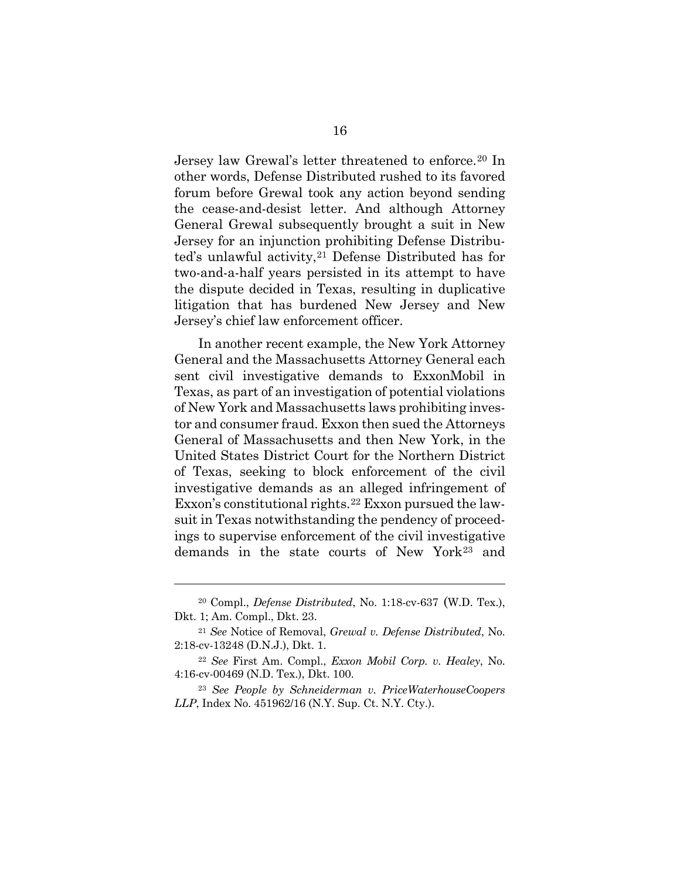Jersey law Grewal's letter threatened to enforce.[20] In other words, Defense Distributed rushed to its favored forum before Grewal took any action beyond sending the cease-and-desist letter. And although Attorney General Grewal subsequently brought a suit in New Jersey for an injunction prohibiting Defense Distributed's unlawful activity,[21] Defense Distributed has for two-and-a-half years persisted in its attempt to have the dispute decided in Texas, resulting in duplicative litigation that has burdened New Jersey and New Jersey's chief law enforcement officer.

In another recent example, the New York Attorney General and the Massachusetts Attorney General each sent civil investigative demands to ExxonMobil in Texas, as part of an investigation of potential violations of New York and Massachusetts laws prohibiting investor and consumer fraud. Exxon then sued the Attorneys General of Massachusetts and then New York, in the United States District Court for the Northern District of Texas, seeking to block enforcement of the civil investigative demands as an alleged infringement of Exxon's constitutional rights.[22] Exxon pursued the lawsuit in Texas notwithstanding the pendency of proceedings to supervise enforcement of the civil investigative demands in the state courts of New York[23] and

---

[20] Compl., *Defense Distributed*, No. 1:18-cv-637 (W.D. Tex.), Dkt. 1; Am. Compl., Dkt. 23.

[21] *See* Notice of Removal, *Grewal v. Defense Distributed*, No. 2:18-cv-13248 (D.N.J.), Dkt. 1.

[22] *See* First Am. Compl., *Exxon Mobil Corp. v. Healey*, No. 4:16-cv-00469 (N.D. Tex.), Dkt. 100.

[23] *See People by Schneiderman v. PriceWaterhouseCoopers LLP*, Index No. 451962/16 (N.Y. Sup. Ct. N.Y. Cty.).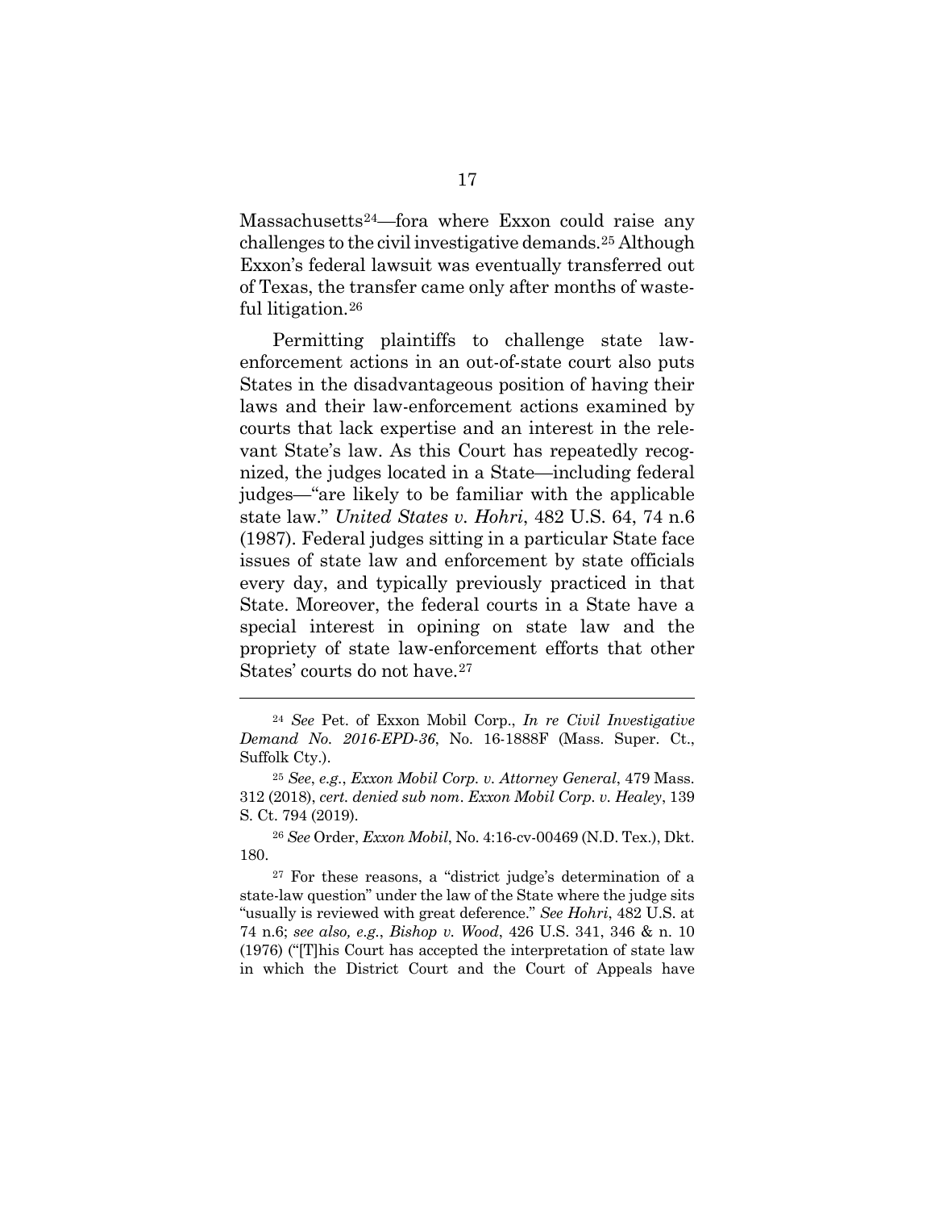Massachusetts[24]—fora where Exxon could raise any challenges to the civil investigative demands.[25] Although Exxon's federal lawsuit was eventually transferred out of Texas, the transfer came only after months of wasteful litigation.[26]

Permitting plaintiffs to challenge state law-enforcement actions in an out-of-state court also puts States in the disadvantageous position of having their laws and their law-enforcement actions examined by courts that lack expertise and an interest in the relevant State's law. As this Court has repeatedly recognized, the judges located in a State—including federal judges—"are likely to be familiar with the applicable state law." *United States v. Hohri*, 482 U.S. 64, 74 n.6 (1987). Federal judges sitting in a particular State face issues of state law and enforcement by state officials every day, and typically previously practiced in that State. Moreover, the federal courts in a State have a special interest in opining on state law and the propriety of state law-enforcement efforts that other States' courts do not have.[27]

---

[24] *See* Pet. of Exxon Mobil Corp., *In re Civil Investigative Demand No. 2016-EPD-36*, No. 16-1888F (Mass. Super. Ct., Suffolk Cty.).

[25] *See*, *e.g.*, *Exxon Mobil Corp. v. Attorney General*, 479 Mass. 312 (2018), *cert. denied sub nom*. *Exxon Mobil Corp. v. Healey*, 139 S. Ct. 794 (2019).

[26] *See* Order, *Exxon Mobil*, No. 4:16-cv-00469 (N.D. Tex.), Dkt. 180.

[27] For these reasons, a "district judge's determination of a state-law question" under the law of the State where the judge sits "usually is reviewed with great deference." *See Hohri*, 482 U.S. at 74 n.6; *see also, e.g.*, *Bishop v. Wood*, 426 U.S. 341, 346 & n. 10 (1976) ("[T]his Court has accepted the interpretation of state law in which the District Court and the Court of Appeals have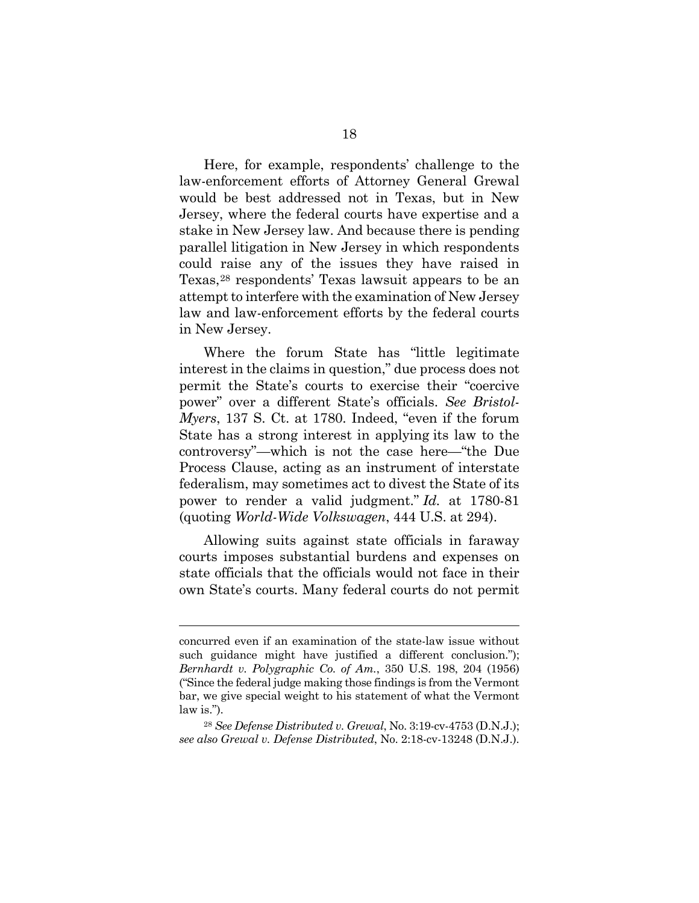Here, for example, respondents' challenge to the law-enforcement efforts of Attorney General Grewal would be best addressed not in Texas, but in New Jersey, where the federal courts have expertise and a stake in New Jersey law. And because there is pending parallel litigation in New Jersey in which respondents could raise any of the issues they have raised in Texas,[28] respondents' Texas lawsuit appears to be an attempt to interfere with the examination of New Jersey law and law-enforcement efforts by the federal courts in New Jersey.

Where the forum State has "little legitimate interest in the claims in question," due process does not permit the State's courts to exercise their "coercive power" over a different State's officials. *See Bristol-Myers*, 137 S. Ct. at 1780. Indeed, "even if the forum State has a strong interest in applying its law to the controversy"—which is not the case here—"the Due Process Clause, acting as an instrument of interstate federalism, may sometimes act to divest the State of its power to render a valid judgment." *Id.* at 1780-81 (quoting *World-Wide Volkswagen*, 444 U.S. at 294).

Allowing suits against state officials in faraway courts imposes substantial burdens and expenses on state officials that the officials would not face in their own State's courts. Many federal courts do not permit

---

concurred even if an examination of the state-law issue without such guidance might have justified a different conclusion."); *Bernhardt v. Polygraphic Co. of Am.*, 350 U.S. 198, 204 (1956) ("Since the federal judge making those findings is from the Vermont bar, we give special weight to his statement of what the Vermont law is.").

[28] *See Defense Distributed v. Grewal*, No. 3:19-cv-4753 (D.N.J.); *see also Grewal v. Defense Distributed*, No. 2:18-cv-13248 (D.N.J.).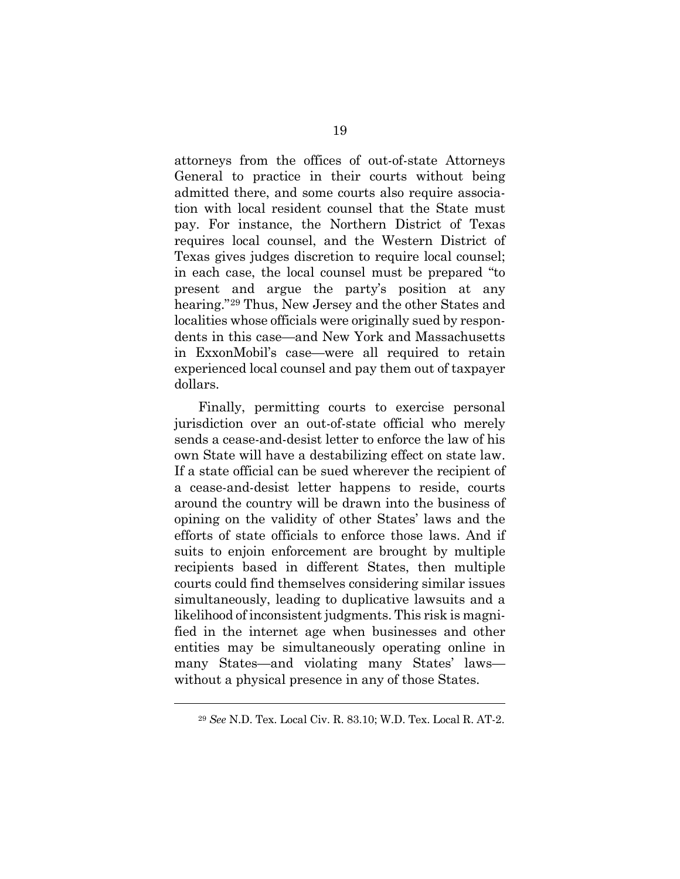attorneys from the offices of out-of-state Attorneys General to practice in their courts without being admitted there, and some courts also require association with local resident counsel that the State must pay. For instance, the Northern District of Texas requires local counsel, and the Western District of Texas gives judges discretion to require local counsel; in each case, the local counsel must be prepared "to present and argue the party's position at any hearing."[29] Thus, New Jersey and the other States and localities whose officials were originally sued by respondents in this case—and New York and Massachusetts in ExxonMobil's case—were all required to retain experienced local counsel and pay them out of taxpayer dollars.

Finally, permitting courts to exercise personal jurisdiction over an out-of-state official who merely sends a cease-and-desist letter to enforce the law of his own State will have a destabilizing effect on state law. If a state official can be sued wherever the recipient of a cease-and-desist letter happens to reside, courts around the country will be drawn into the business of opining on the validity of other States' laws and the efforts of state officials to enforce those laws. And if suits to enjoin enforcement are brought by multiple recipients based in different States, then multiple courts could find themselves considering similar issues simultaneously, leading to duplicative lawsuits and a likelihood of inconsistent judgments. This risk is magnified in the internet age when businesses and other entities may be simultaneously operating online in many States—and violating many States' laws—without a physical presence in any of those States.

---

[29] *See* N.D. Tex. Local Civ. R. 83.10; W.D. Tex. Local R. AT-2.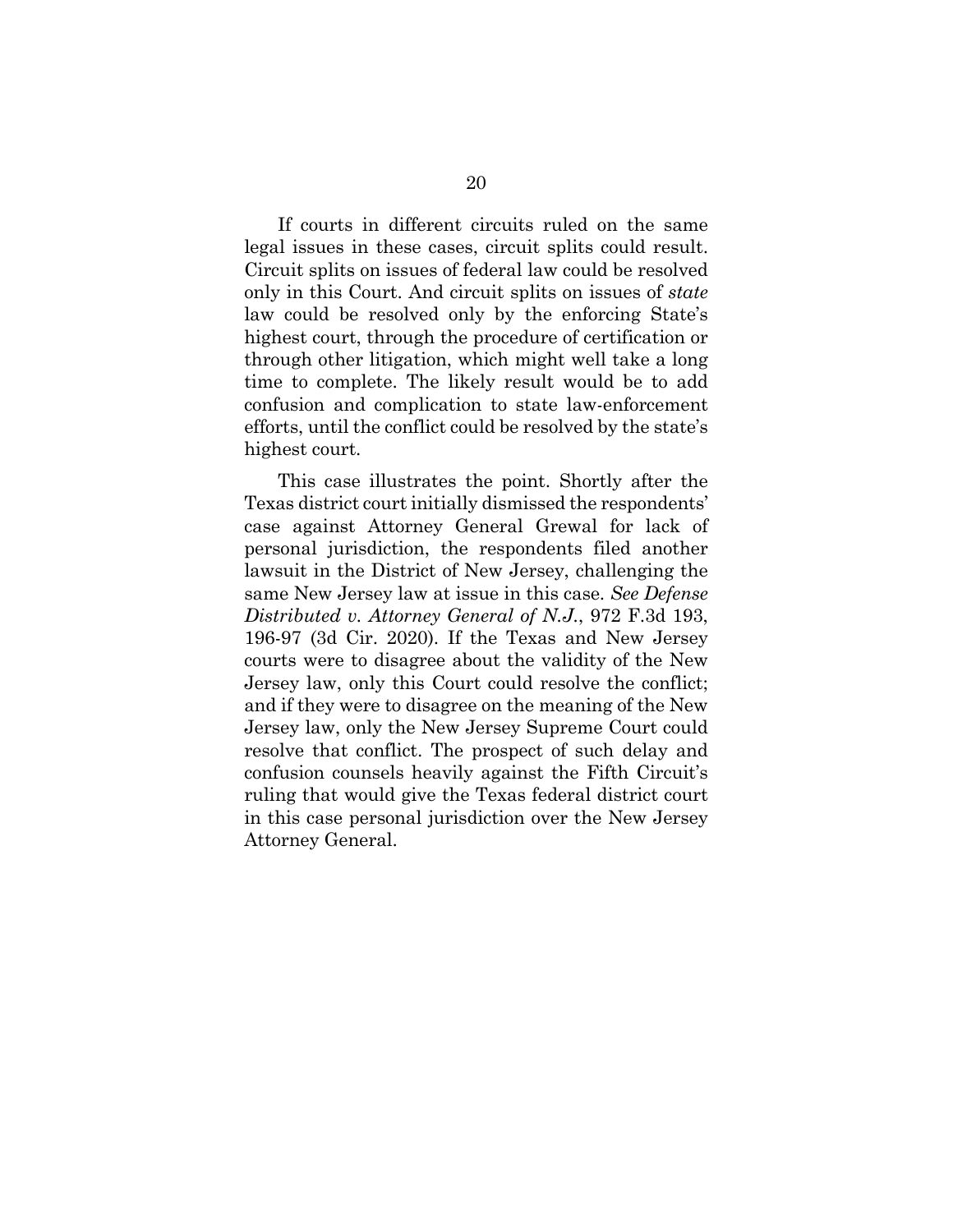If courts in different circuits ruled on the same legal issues in these cases, circuit splits could result. Circuit splits on issues of federal law could be resolved only in this Court. And circuit splits on issues of *state* law could be resolved only by the enforcing State's highest court, through the procedure of certification or through other litigation, which might well take a long time to complete. The likely result would be to add confusion and complication to state law-enforcement efforts, until the conflict could be resolved by the state's highest court.

This case illustrates the point. Shortly after the Texas district court initially dismissed the respondents' case against Attorney General Grewal for lack of personal jurisdiction, the respondents filed another lawsuit in the District of New Jersey, challenging the same New Jersey law at issue in this case. *See Defense Distributed v. Attorney General of N.J.*, 972 F.3d 193, 196-97 (3d Cir. 2020). If the Texas and New Jersey courts were to disagree about the validity of the New Jersey law, only this Court could resolve the conflict; and if they were to disagree on the meaning of the New Jersey law, only the New Jersey Supreme Court could resolve that conflict. The prospect of such delay and confusion counsels heavily against the Fifth Circuit's ruling that would give the Texas federal district court in this case personal jurisdiction over the New Jersey Attorney General.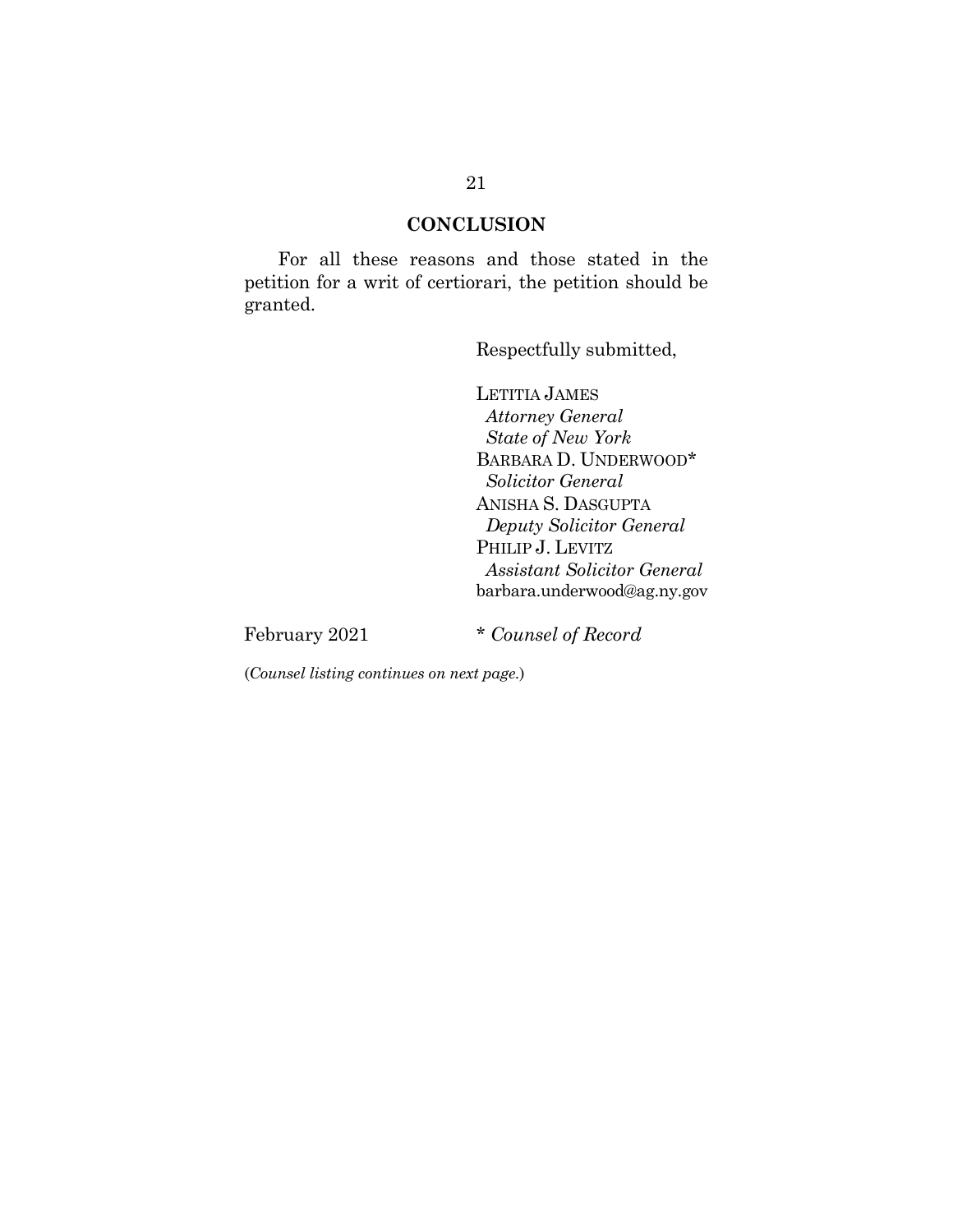## CONCLUSION

For all these reasons and those stated in the petition for a writ of certiorari, the petition should be granted.

Respectfully submitted,

LETITIA JAMES
*Attorney General*
*State of New York*
BARBARA D. UNDERWOOD*
*Solicitor General*
ANISHA S. DASGUPTA
*Deputy Solicitor General*
PHILIP J. LEVITZ
*Assistant Solicitor General*
barbara.underwood@ag.ny.gov

February 2021

* *Counsel of Record*

(*Counsel listing continues on next page.*)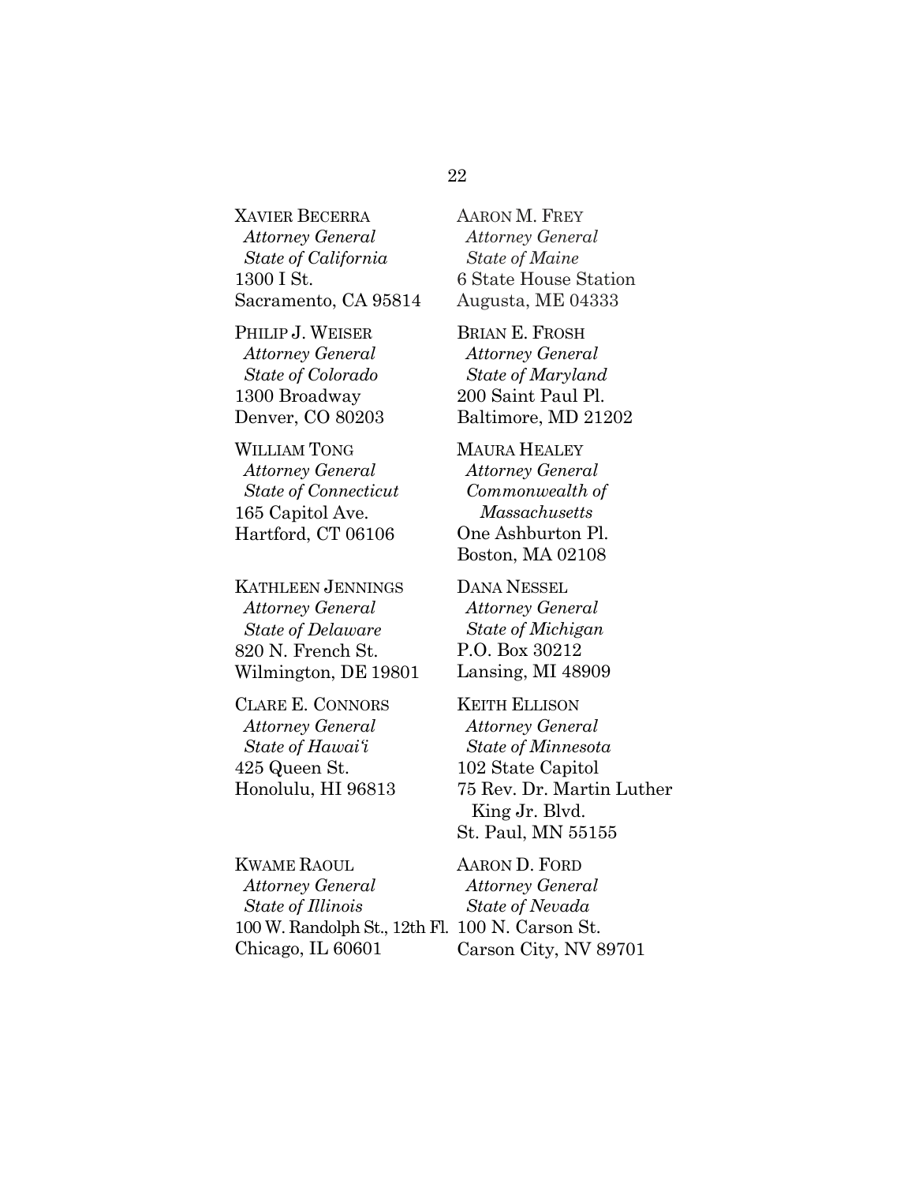XAVIER BECERRA
*Attorney General*
*State of California*
1300 I St.
Sacramento, CA 95814

PHILIP J. WEISER
*Attorney General*
*State of Colorado*
1300 Broadway
Denver, CO 80203

WILLIAM TONG
*Attorney General*
*State of Connecticut*
165 Capitol Ave.
Hartford, CT 06106

KATHLEEN JENNINGS
*Attorney General*
*State of Delaware*
820 N. French St.
Wilmington, DE 19801

CLARE E. CONNORS
*Attorney General*
*State of Hawaiʻi*
425 Queen St.
Honolulu, HI 96813

KWAME RAOUL
*Attorney General*
*State of Illinois*
100 W. Randolph St., 12th Fl.
Chicago, IL 60601

AARON M. FREY
*Attorney General*
*State of Maine*
6 State House Station
Augusta, ME 04333

BRIAN E. FROSH
*Attorney General*
*State of Maryland*
200 Saint Paul Pl.
Baltimore, MD 21202

MAURA HEALEY
*Attorney General*
*Commonwealth of Massachusetts*
One Ashburton Pl.
Boston, MA 02108

DANA NESSEL
*Attorney General*
*State of Michigan*
P.O. Box 30212
Lansing, MI 48909

KEITH ELLISON
*Attorney General*
*State of Minnesota*
102 State Capitol
75 Rev. Dr. Martin Luther King Jr. Blvd.
St. Paul, MN 55155

AARON D. FORD
*Attorney General*
*State of Nevada*
100 N. Carson St.
Carson City, NV 89701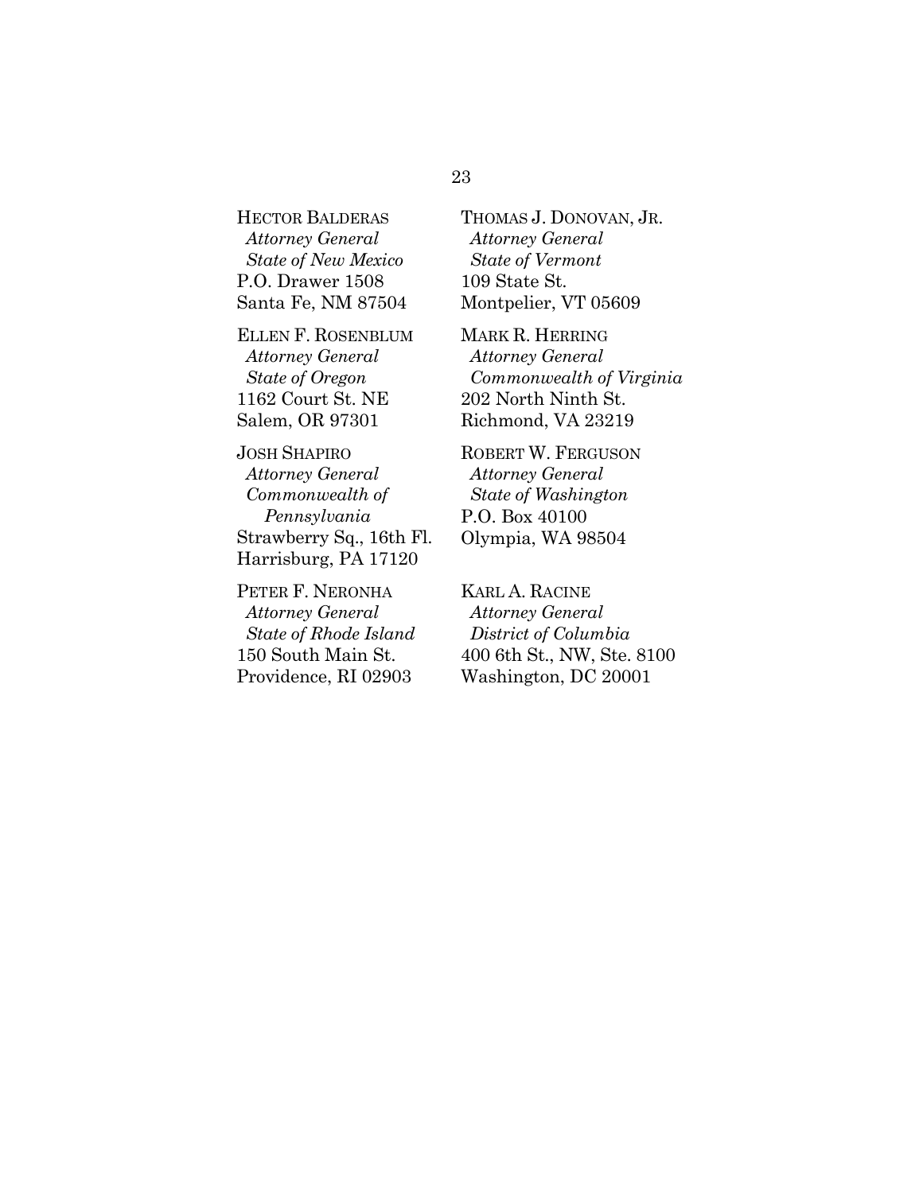HECTOR BALDERAS
*Attorney General*
*State of New Mexico*
P.O. Drawer 1508
Santa Fe, NM 87504

ELLEN F. ROSENBLUM
*Attorney General*
*State of Oregon*
1162 Court St. NE
Salem, OR 97301

JOSH SHAPIRO
*Attorney General*
*Commonwealth of Pennsylvania*
Strawberry Sq., 16th Fl.
Harrisburg, PA 17120

PETER F. NERONHA
*Attorney General*
*State of Rhode Island*
150 South Main St.
Providence, RI 02903

THOMAS J. DONOVAN, JR.
*Attorney General*
*State of Vermont*
109 State St.
Montpelier, VT 05609

MARK R. HERRING
*Attorney General*
*Commonwealth of Virginia*
202 North Ninth St.
Richmond, VA 23219

ROBERT W. FERGUSON
*Attorney General*
*State of Washington*
P.O. Box 40100
Olympia, WA 98504

KARL A. RACINE
*Attorney General*
*District of Columbia*
400 6th St., NW, Ste. 8100
Washington, DC 20001